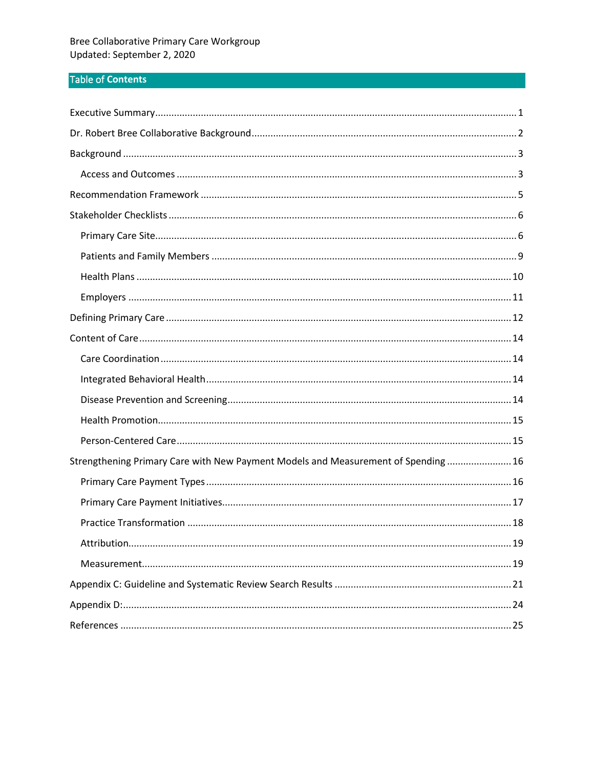Bree Collaborative Primary Care Workgroup
Updated: September 2, 2020

## Table of Contents

- Executive Summary ..... 1
- Dr. Robert Bree Collaborative Background ..... 2
- Background ..... 3
  - Access and Outcomes ..... 3
- Recommendation Framework ..... 5
- Stakeholder Checklists ..... 6
  - Primary Care Site ..... 6
  - Patients and Family Members ..... 9
  - Health Plans ..... 10
  - Employers ..... 11
- Defining Primary Care ..... 12
- Content of Care ..... 14
  - Care Coordination ..... 14
  - Integrated Behavioral Health ..... 14
  - Disease Prevention and Screening ..... 14
  - Health Promotion ..... 15
  - Person-Centered Care ..... 15
- Strengthening Primary Care with New Payment Models and Measurement of Spending ..... 16
  - Primary Care Payment Types ..... 16
  - Primary Care Payment Initiatives ..... 17
  - Practice Transformation ..... 18
  - Attribution ..... 19
  - Measurement ..... 19
- Appendix C: Guideline and Systematic Review Search Results ..... 21
- Appendix D: ..... 24
- References ..... 25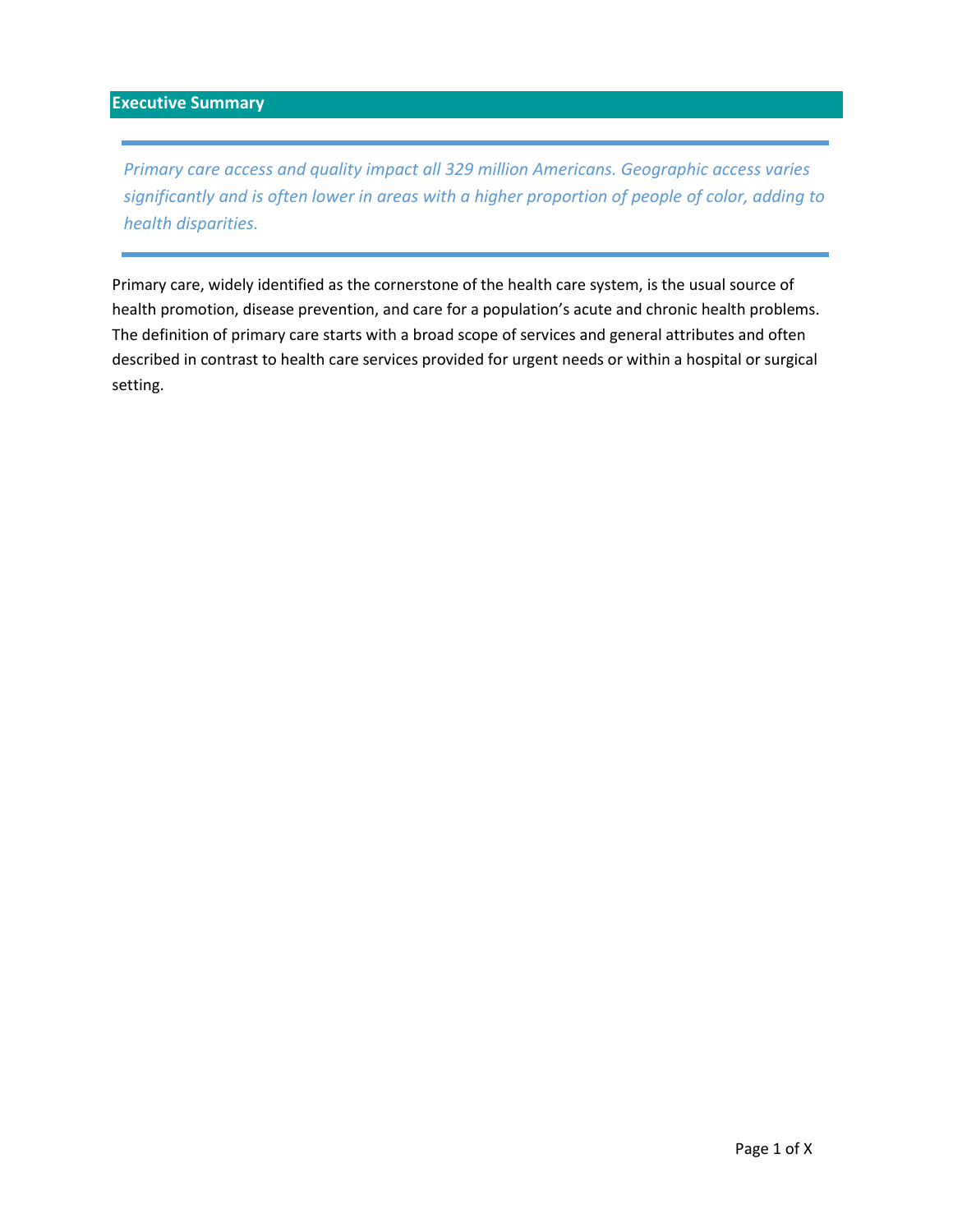## Executive Summary

> *Primary care access and quality impact all 329 million Americans. Geographic access varies significantly and is often lower in areas with a higher proportion of people of color, adding to health disparities.*

Primary care, widely identified as the cornerstone of the health care system, is the usual source of health promotion, disease prevention, and care for a population's acute and chronic health problems. The definition of primary care starts with a broad scope of services and general attributes and often described in contrast to health care services provided for urgent needs or within a hospital or surgical setting.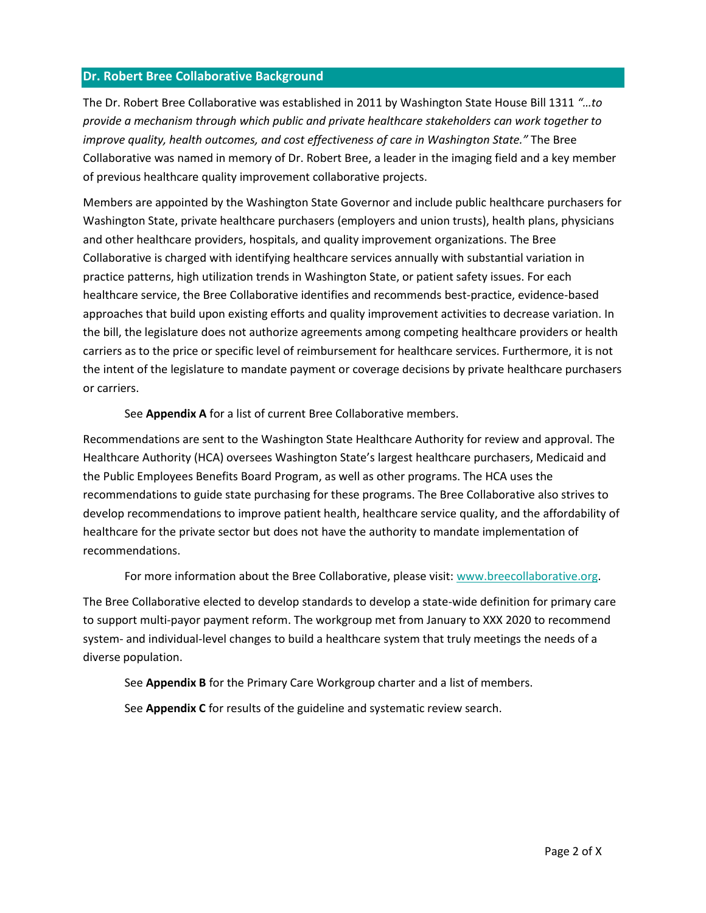## Dr. Robert Bree Collaborative Background

The Dr. Robert Bree Collaborative was established in 2011 by Washington State House Bill 1311 *"…to provide a mechanism through which public and private healthcare stakeholders can work together to improve quality, health outcomes, and cost effectiveness of care in Washington State."* The Bree Collaborative was named in memory of Dr. Robert Bree, a leader in the imaging field and a key member of previous healthcare quality improvement collaborative projects.

Members are appointed by the Washington State Governor and include public healthcare purchasers for Washington State, private healthcare purchasers (employers and union trusts), health plans, physicians and other healthcare providers, hospitals, and quality improvement organizations. The Bree Collaborative is charged with identifying healthcare services annually with substantial variation in practice patterns, high utilization trends in Washington State, or patient safety issues. For each healthcare service, the Bree Collaborative identifies and recommends best-practice, evidence-based approaches that build upon existing efforts and quality improvement activities to decrease variation. In the bill, the legislature does not authorize agreements among competing healthcare providers or health carriers as to the price or specific level of reimbursement for healthcare services. Furthermore, it is not the intent of the legislature to mandate payment or coverage decisions by private healthcare purchasers or carriers.

See **Appendix A** for a list of current Bree Collaborative members.

Recommendations are sent to the Washington State Healthcare Authority for review and approval. The Healthcare Authority (HCA) oversees Washington State's largest healthcare purchasers, Medicaid and the Public Employees Benefits Board Program, as well as other programs. The HCA uses the recommendations to guide state purchasing for these programs. The Bree Collaborative also strives to develop recommendations to improve patient health, healthcare service quality, and the affordability of healthcare for the private sector but does not have the authority to mandate implementation of recommendations.

For more information about the Bree Collaborative, please visit: [www.breecollaborative.org](http://www.breecollaborative.org).

The Bree Collaborative elected to develop standards to develop a state-wide definition for primary care to support multi-payor payment reform. The workgroup met from January to XXX 2020 to recommend system- and individual-level changes to build a healthcare system that truly meetings the needs of a diverse population.

See **Appendix B** for the Primary Care Workgroup charter and a list of members.

See **Appendix C** for results of the guideline and systematic review search.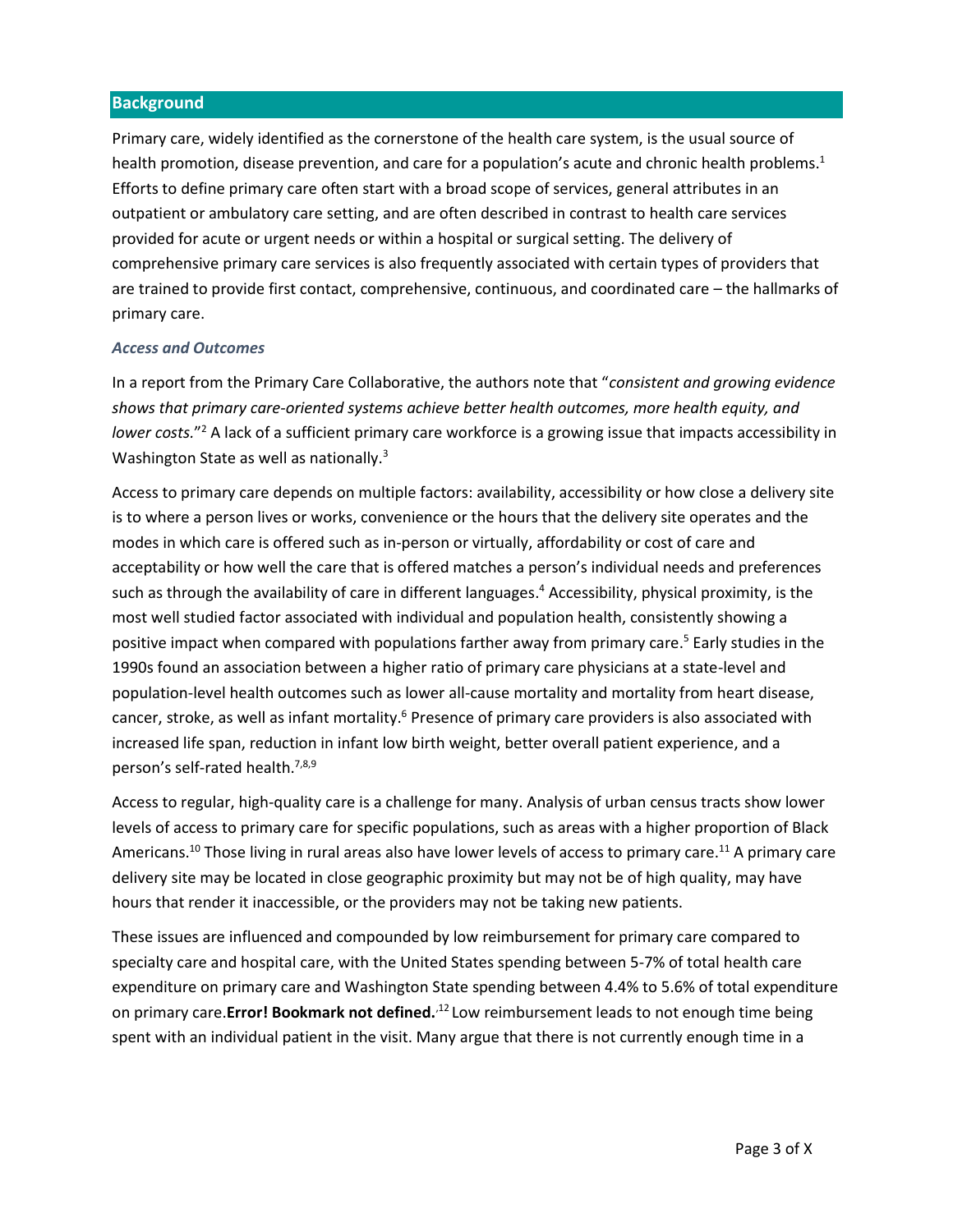## Background

Primary care, widely identified as the cornerstone of the health care system, is the usual source of health promotion, disease prevention, and care for a population's acute and chronic health problems.[1] Efforts to define primary care often start with a broad scope of services, general attributes in an outpatient or ambulatory care setting, and are often described in contrast to health care services provided for acute or urgent needs or within a hospital or surgical setting. The delivery of comprehensive primary care services is also frequently associated with certain types of providers that are trained to provide first contact, comprehensive, continuous, and coordinated care – the hallmarks of primary care.

### *Access and Outcomes*

In a report from the Primary Care Collaborative, the authors note that "*consistent and growing evidence shows that primary care-oriented systems achieve better health outcomes, more health equity, and lower costs.*"[2] A lack of a sufficient primary care workforce is a growing issue that impacts accessibility in Washington State as well as nationally.[3]

Access to primary care depends on multiple factors: availability, accessibility or how close a delivery site is to where a person lives or works, convenience or the hours that the delivery site operates and the modes in which care is offered such as in-person or virtually, affordability or cost of care and acceptability or how well the care that is offered matches a person's individual needs and preferences such as through the availability of care in different languages.[4] Accessibility, physical proximity, is the most well studied factor associated with individual and population health, consistently showing a positive impact when compared with populations farther away from primary care.[5] Early studies in the 1990s found an association between a higher ratio of primary care physicians at a state-level and population-level health outcomes such as lower all-cause mortality and mortality from heart disease, cancer, stroke, as well as infant mortality.[6] Presence of primary care providers is also associated with increased life span, reduction in infant low birth weight, better overall patient experience, and a person's self-rated health.[7,8,9]

Access to regular, high-quality care is a challenge for many. Analysis of urban census tracts show lower levels of access to primary care for specific populations, such as areas with a higher proportion of Black Americans.[10] Those living in rural areas also have lower levels of access to primary care.[11] A primary care delivery site may be located in close geographic proximity but may not be of high quality, may have hours that render it inaccessible, or the providers may not be taking new patients.

These issues are influenced and compounded by low reimbursement for primary care compared to specialty care and hospital care, with the United States spending between 5-7% of total health care expenditure on primary care and Washington State spending between 4.4% to 5.6% of total expenditure on primary care.**Error! Bookmark not defined.**[,12] Low reimbursement leads to not enough time being spent with an individual patient in the visit. Many argue that there is not currently enough time in a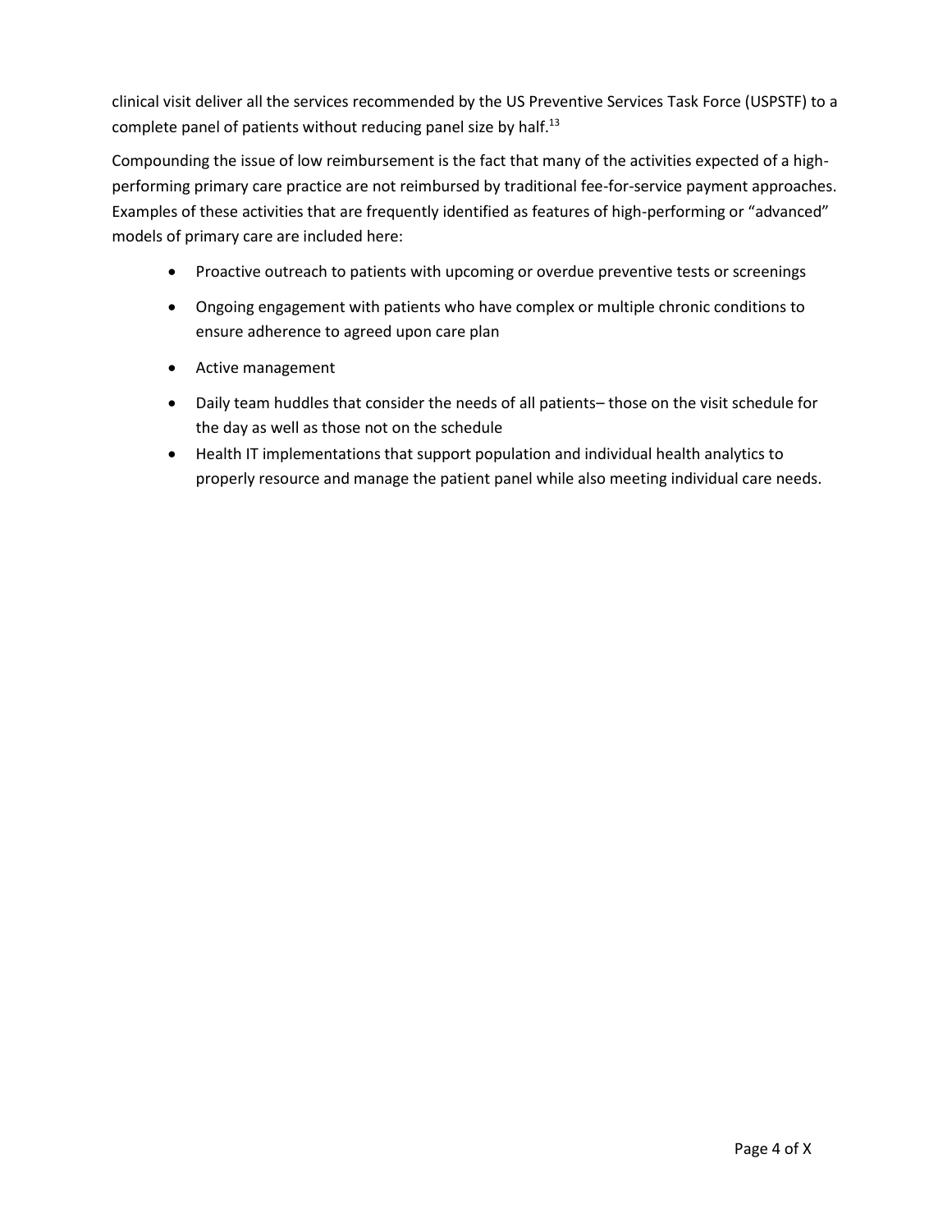clinical visit deliver all the services recommended by the US Preventive Services Task Force (USPSTF) to a complete panel of patients without reducing panel size by half.[13]

Compounding the issue of low reimbursement is the fact that many of the activities expected of a high-performing primary care practice are not reimbursed by traditional fee-for-service payment approaches. Examples of these activities that are frequently identified as features of high-performing or "advanced" models of primary care are included here:

- Proactive outreach to patients with upcoming or overdue preventive tests or screenings
- Ongoing engagement with patients who have complex or multiple chronic conditions to ensure adherence to agreed upon care plan
- Active management
- Daily team huddles that consider the needs of all patients– those on the visit schedule for the day as well as those not on the schedule
- Health IT implementations that support population and individual health analytics to properly resource and manage the patient panel while also meeting individual care needs.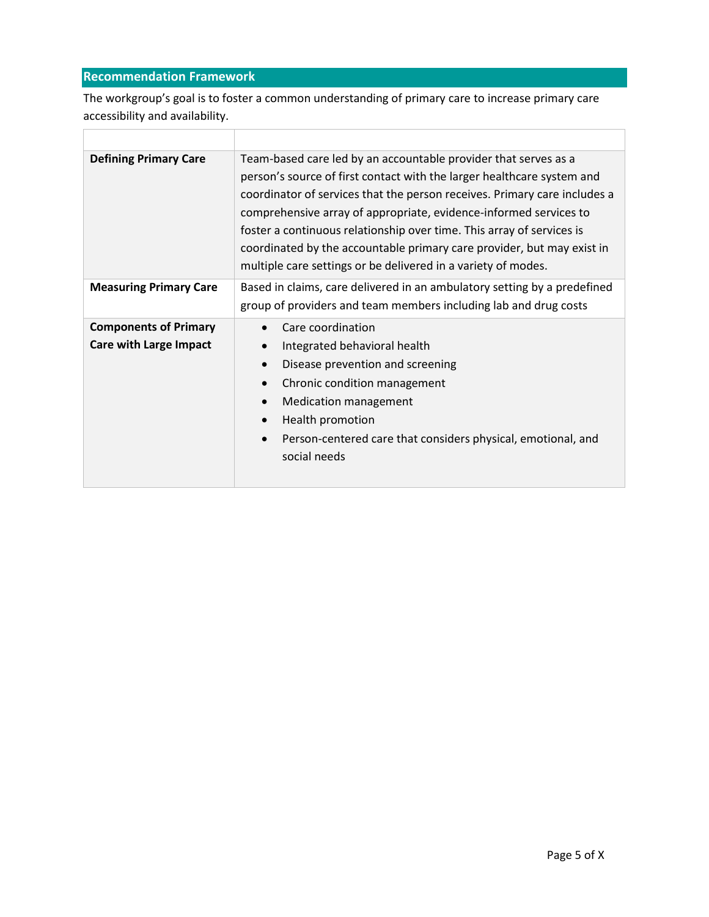## Recommendation Framework

The workgroup's goal is to foster a common understanding of primary care to increase primary care accessibility and availability.

| | |
|---|---|
| **Defining Primary Care** | Team-based care led by an accountable provider that serves as a person's source of first contact with the larger healthcare system and coordinator of services that the person receives. Primary care includes a comprehensive array of appropriate, evidence-informed services to foster a continuous relationship over time. This array of services is coordinated by the accountable primary care provider, but may exist in multiple care settings or be delivered in a variety of modes. |
| **Measuring Primary Care** | Based in claims, care delivered in an ambulatory setting by a predefined group of providers and team members including lab and drug costs |
| **Components of Primary Care with Large Impact** | • Care coordination<br>• Integrated behavioral health<br>• Disease prevention and screening<br>• Chronic condition management<br>• Medication management<br>• Health promotion<br>• Person-centered care that considers physical, emotional, and social needs |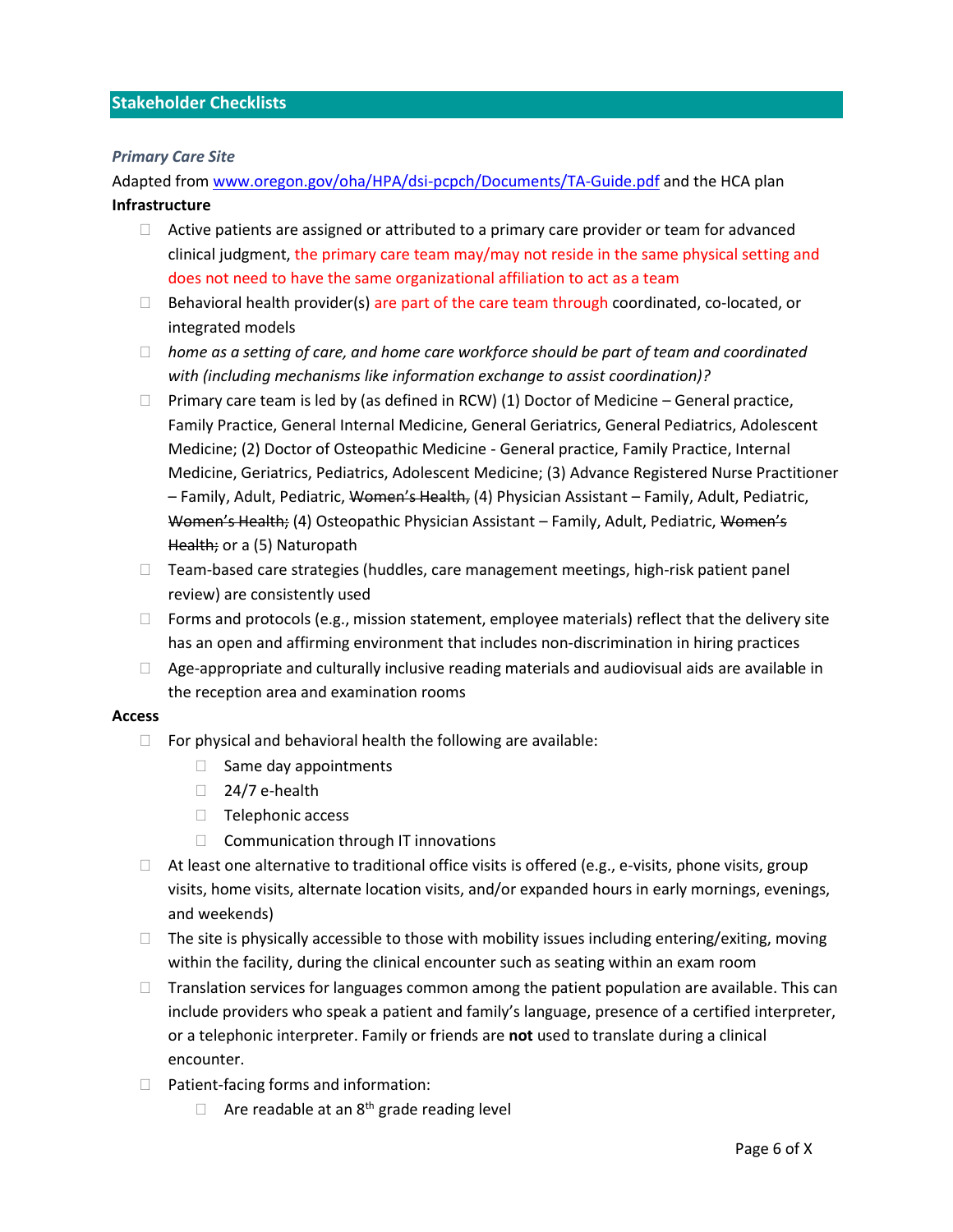## Stakeholder Checklists

### *Primary Care Site*

Adapted from [www.oregon.gov/oha/HPA/dsi-pcpch/Documents/TA-Guide.pdf](www.oregon.gov/oha/HPA/dsi-pcpch/Documents/TA-Guide.pdf) and the HCA plan

**Infrastructure**

- ☐ Active patients are assigned or attributed to a primary care provider or team for advanced clinical judgment, the primary care team may/may not reside in the same physical setting and does not need to have the same organizational affiliation to act as a team
- ☐ Behavioral health provider(s) are part of the care team through coordinated, co-located, or integrated models
- ☐ *home as a setting of care, and home care workforce should be part of team and coordinated with (including mechanisms like information exchange to assist coordination)?*
- ☐ Primary care team is led by (as defined in RCW) (1) Doctor of Medicine – General practice, Family Practice, General Internal Medicine, General Geriatrics, General Pediatrics, Adolescent Medicine; (2) Doctor of Osteopathic Medicine - General practice, Family Practice, Internal Medicine, Geriatrics, Pediatrics, Adolescent Medicine; (3) Advance Registered Nurse Practitioner – Family, Adult, Pediatric, ~~Women's Health,~~ (4) Physician Assistant – Family, Adult, Pediatric, ~~Women's Health;~~ (4) Osteopathic Physician Assistant – Family, Adult, Pediatric, ~~Women's Health;~~ or a (5) Naturopath
- ☐ Team-based care strategies (huddles, care management meetings, high-risk patient panel review) are consistently used
- ☐ Forms and protocols (e.g., mission statement, employee materials) reflect that the delivery site has an open and affirming environment that includes non-discrimination in hiring practices
- ☐ Age-appropriate and culturally inclusive reading materials and audiovisual aids are available in the reception area and examination rooms

**Access**

- ☐ For physical and behavioral health the following are available:
  - ☐ Same day appointments
  - ☐ 24/7 e-health
  - ☐ Telephonic access
  - ☐ Communication through IT innovations
- ☐ At least one alternative to traditional office visits is offered (e.g., e-visits, phone visits, group visits, home visits, alternate location visits, and/or expanded hours in early mornings, evenings, and weekends)
- ☐ The site is physically accessible to those with mobility issues including entering/exiting, moving within the facility, during the clinical encounter such as seating within an exam room
- ☐ Translation services for languages common among the patient population are available. This can include providers who speak a patient and family's language, presence of a certified interpreter, or a telephonic interpreter. Family or friends are **not** used to translate during a clinical encounter.
- ☐ Patient-facing forms and information:
  - ☐ Are readable at an 8th grade reading level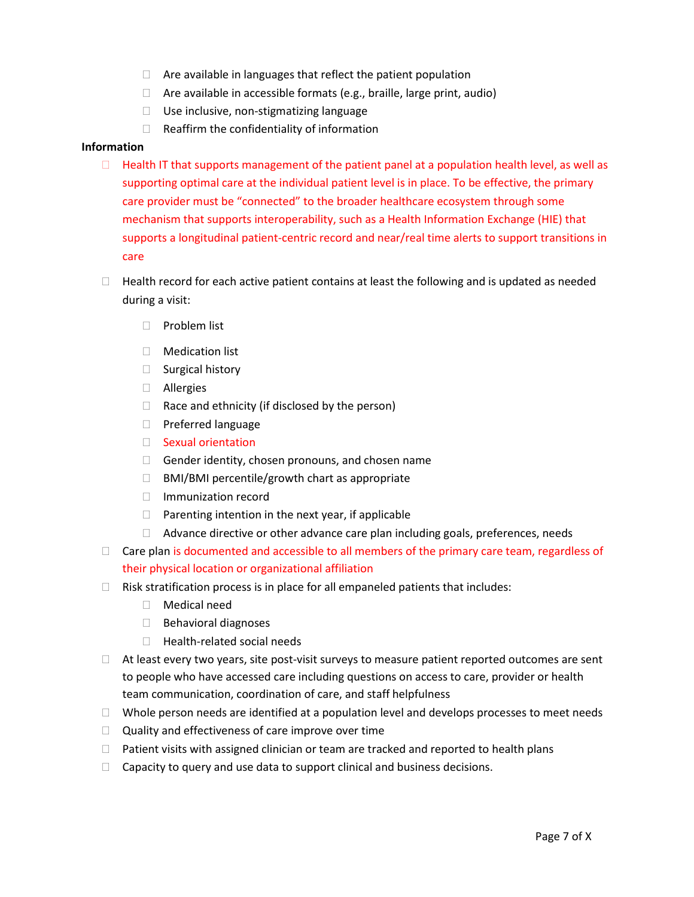- Are available in languages that reflect the patient population
  - Are available in accessible formats (e.g., braille, large print, audio)
  - Use inclusive, non-stigmatizing language
  - Reaffirm the confidentiality of information

**Information**

- Health IT that supports management of the patient panel at a population health level, as well as supporting optimal care at the individual patient level is in place. To be effective, the primary care provider must be "connected" to the broader healthcare ecosystem through some mechanism that supports interoperability, such as a Health Information Exchange (HIE) that supports a longitudinal patient-centric record and near/real time alerts to support transitions in care
- Health record for each active patient contains at least the following and is updated as needed during a visit:
  - Problem list
  - Medication list
  - Surgical history
  - Allergies
  - Race and ethnicity (if disclosed by the person)
  - Preferred language
  - Sexual orientation
  - Gender identity, chosen pronouns, and chosen name
  - BMI/BMI percentile/growth chart as appropriate
  - Immunization record
  - Parenting intention in the next year, if applicable
  - Advance directive or other advance care plan including goals, preferences, needs
- Care plan is documented and accessible to all members of the primary care team, regardless of their physical location or organizational affiliation
- Risk stratification process is in place for all empaneled patients that includes:
  - Medical need
  - Behavioral diagnoses
  - Health-related social needs
- At least every two years, site post-visit surveys to measure patient reported outcomes are sent to people who have accessed care including questions on access to care, provider or health team communication, coordination of care, and staff helpfulness
- Whole person needs are identified at a population level and develops processes to meet needs
- Quality and effectiveness of care improve over time
- Patient visits with assigned clinician or team are tracked and reported to health plans
- Capacity to query and use data to support clinical and business decisions.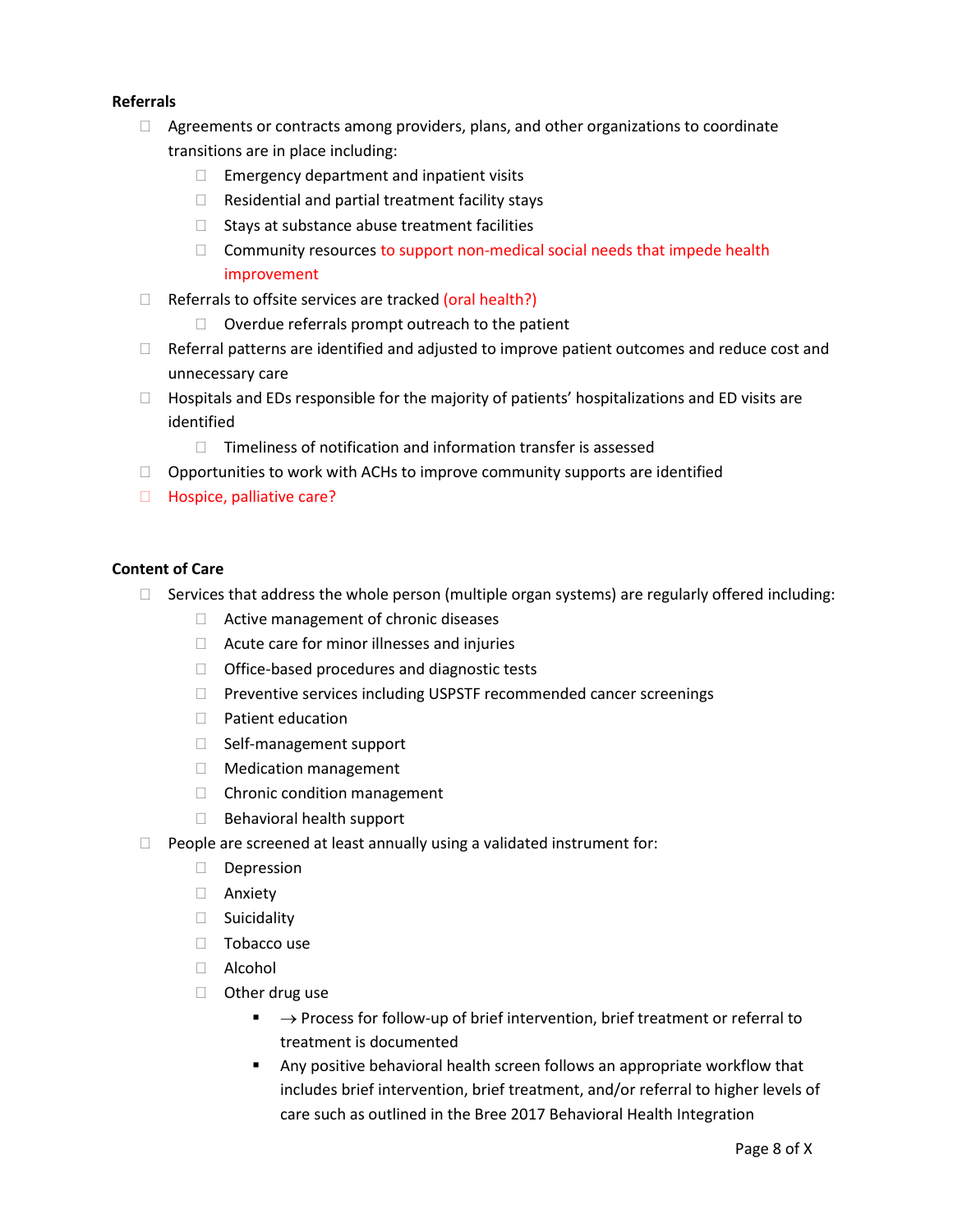**Referrals**

- ☐ Agreements or contracts among providers, plans, and other organizations to coordinate transitions are in place including:
  - ☐ Emergency department and inpatient visits
  - ☐ Residential and partial treatment facility stays
  - ☐ Stays at substance abuse treatment facilities
  - ☐ Community resources to support non-medical social needs that impede health improvement
- ☐ Referrals to offsite services are tracked (oral health?)
  - ☐ Overdue referrals prompt outreach to the patient
- ☐ Referral patterns are identified and adjusted to improve patient outcomes and reduce cost and unnecessary care
- ☐ Hospitals and EDs responsible for the majority of patients' hospitalizations and ED visits are identified
  - ☐ Timeliness of notification and information transfer is assessed
- ☐ Opportunities to work with ACHs to improve community supports are identified
- ☐ Hospice, palliative care?

**Content of Care**

- ☐ Services that address the whole person (multiple organ systems) are regularly offered including:
  - ☐ Active management of chronic diseases
  - ☐ Acute care for minor illnesses and injuries
  - ☐ Office-based procedures and diagnostic tests
  - ☐ Preventive services including USPSTF recommended cancer screenings
  - ☐ Patient education
  - ☐ Self-management support
  - ☐ Medication management
  - ☐ Chronic condition management
  - ☐ Behavioral health support
- ☐ People are screened at least annually using a validated instrument for:
  - ☐ Depression
  - ☐ Anxiety
  - ☐ Suicidality
  - ☐ Tobacco use
  - ☐ Alcohol
  - ☐ Other drug use
    - → Process for follow-up of brief intervention, brief treatment or referral to treatment is documented
    - Any positive behavioral health screen follows an appropriate workflow that includes brief intervention, brief treatment, and/or referral to higher levels of care such as outlined in the Bree 2017 Behavioral Health Integration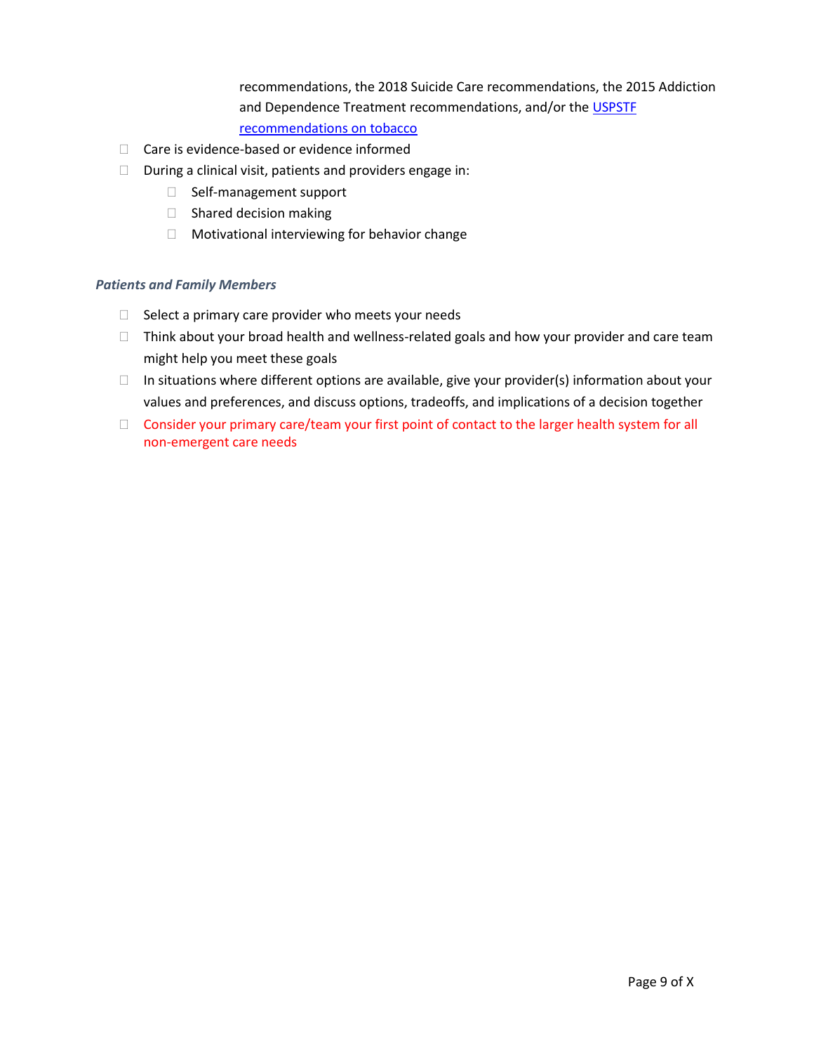recommendations, the 2018 Suicide Care recommendations, the 2015 Addiction and Dependence Treatment recommendations, and/or the [USPSTF recommendations on tobacco]

- Care is evidence-based or evidence informed
- During a clinical visit, patients and providers engage in:
  - Self-management support
  - Shared decision making
  - Motivational interviewing for behavior change

***Patients and Family Members***

- Select a primary care provider who meets your needs
- Think about your broad health and wellness-related goals and how your provider and care team might help you meet these goals
- In situations where different options are available, give your provider(s) information about your values and preferences, and discuss options, tradeoffs, and implications of a decision together
- Consider your primary care/team your first point of contact to the larger health system for all non-emergent care needs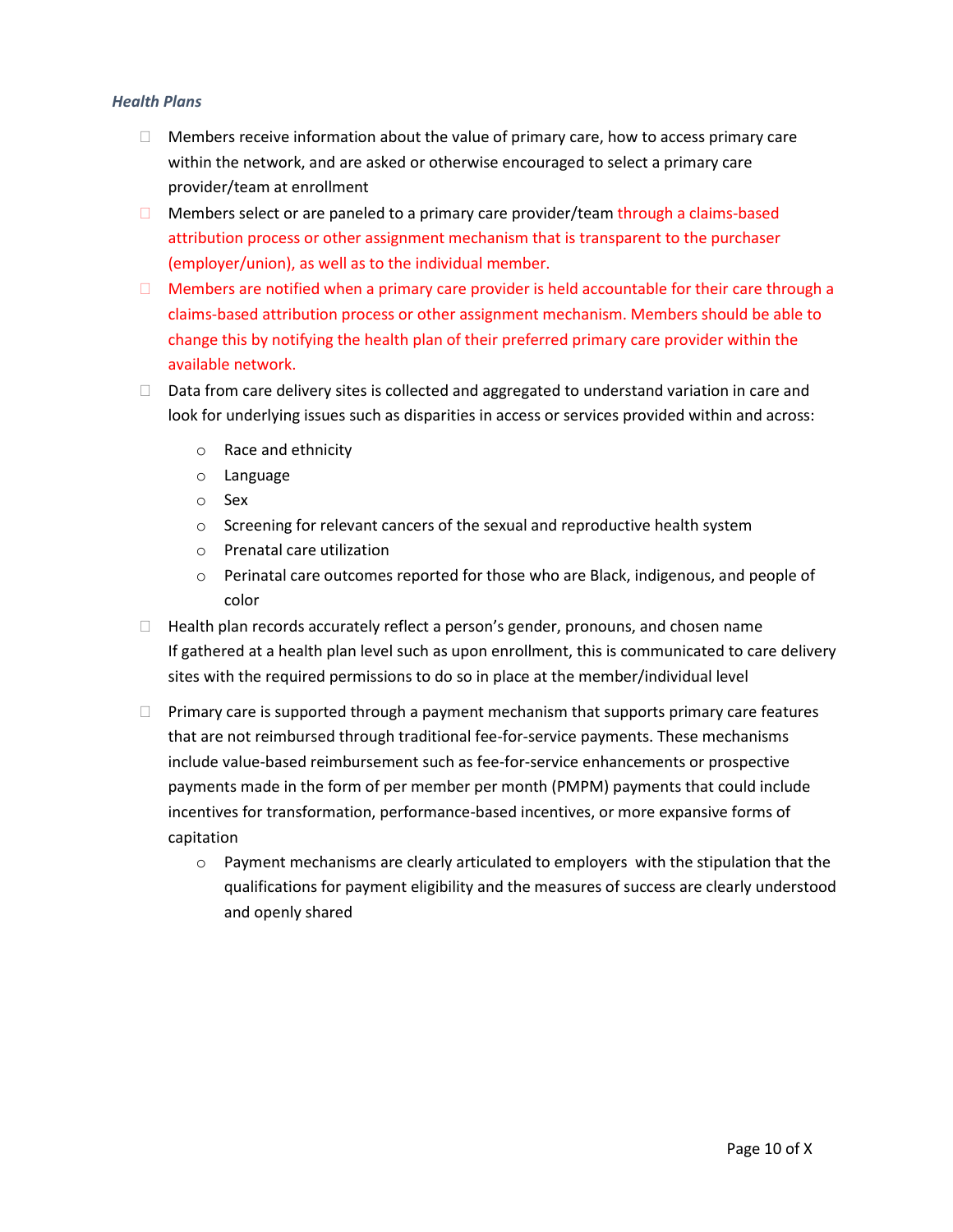*Health Plans*

- Members receive information about the value of primary care, how to access primary care within the network, and are asked or otherwise encouraged to select a primary care provider/team at enrollment
- Members select or are paneled to a primary care provider/team through a claims-based attribution process or other assignment mechanism that is transparent to the purchaser (employer/union), as well as to the individual member.
- Members are notified when a primary care provider is held accountable for their care through a claims-based attribution process or other assignment mechanism. Members should be able to change this by notifying the health plan of their preferred primary care provider within the available network.
- Data from care delivery sites is collected and aggregated to understand variation in care and look for underlying issues such as disparities in access or services provided within and across:
    - Race and ethnicity
    - Language
    - Sex
    - Screening for relevant cancers of the sexual and reproductive health system
    - Prenatal care utilization
    - Perinatal care outcomes reported for those who are Black, indigenous, and people of color
- Health plan records accurately reflect a person's gender, pronouns, and chosen name
  If gathered at a health plan level such as upon enrollment, this is communicated to care delivery sites with the required permissions to do so in place at the member/individual level
- Primary care is supported through a payment mechanism that supports primary care features that are not reimbursed through traditional fee-for-service payments. These mechanisms include value-based reimbursement such as fee-for-service enhancements or prospective payments made in the form of per member per month (PMPM) payments that could include incentives for transformation, performance-based incentives, or more expansive forms of capitation
    - Payment mechanisms are clearly articulated to employers with the stipulation that the qualifications for payment eligibility and the measures of success are clearly understood and openly shared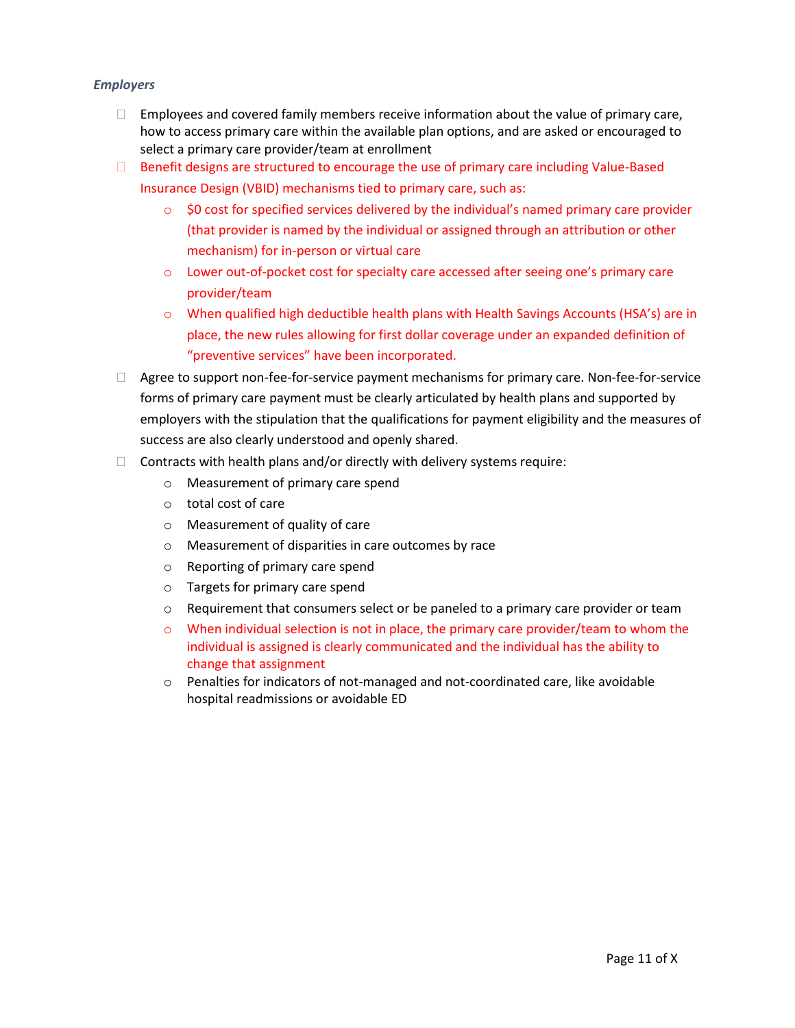*Employers*

- Employees and covered family members receive information about the value of primary care, how to access primary care within the available plan options, and are asked or encouraged to select a primary care provider/team at enrollment
- Benefit designs are structured to encourage the use of primary care including Value-Based Insurance Design (VBID) mechanisms tied to primary care, such as:
  - $0 cost for specified services delivered by the individual's named primary care provider (that provider is named by the individual or assigned through an attribution or other mechanism) for in-person or virtual care
  - Lower out-of-pocket cost for specialty care accessed after seeing one's primary care provider/team
  - When qualified high deductible health plans with Health Savings Accounts (HSA's) are in place, the new rules allowing for first dollar coverage under an expanded definition of "preventive services" have been incorporated.
- Agree to support non-fee-for-service payment mechanisms for primary care. Non-fee-for-service forms of primary care payment must be clearly articulated by health plans and supported by employers with the stipulation that the qualifications for payment eligibility and the measures of success are also clearly understood and openly shared.
- Contracts with health plans and/or directly with delivery systems require:
  - Measurement of primary care spend
  - total cost of care
  - Measurement of quality of care
  - Measurement of disparities in care outcomes by race
  - Reporting of primary care spend
  - Targets for primary care spend
  - Requirement that consumers select or be paneled to a primary care provider or team
  - When individual selection is not in place, the primary care provider/team to whom the individual is assigned is clearly communicated and the individual has the ability to change that assignment
  - Penalties for indicators of not-managed and not-coordinated care, like avoidable hospital readmissions or avoidable ED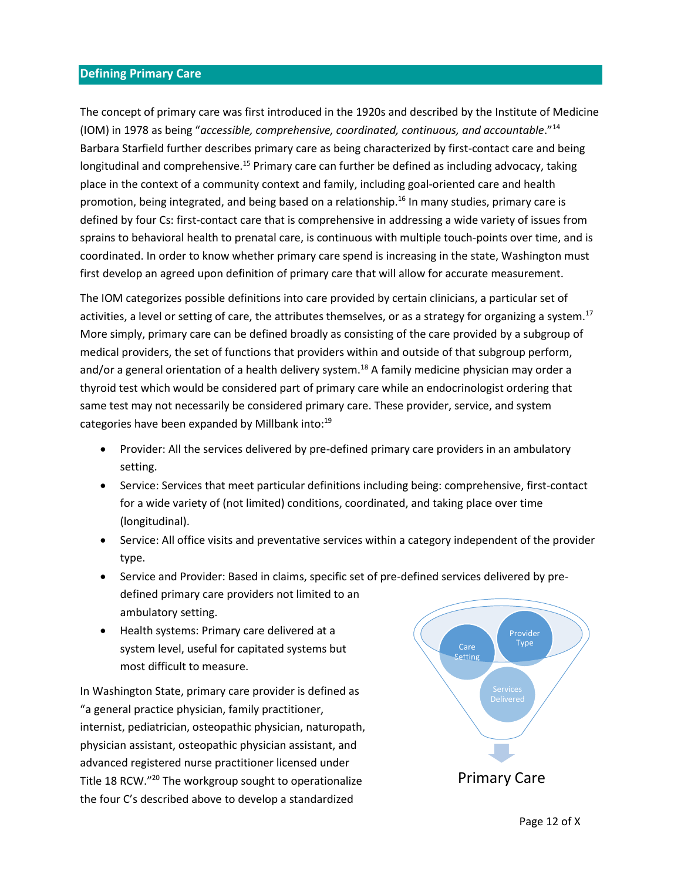## Defining Primary Care

The concept of primary care was first introduced in the 1920s and described by the Institute of Medicine (IOM) in 1978 as being "*accessible, comprehensive, coordinated, continuous, and accountable*."[14] Barbara Starfield further describes primary care as being characterized by first-contact care and being longitudinal and comprehensive.[15] Primary care can further be defined as including advocacy, taking place in the context of a community context and family, including goal-oriented care and health promotion, being integrated, and being based on a relationship.[16] In many studies, primary care is defined by four Cs: first-contact care that is comprehensive in addressing a wide variety of issues from sprains to behavioral health to prenatal care, is continuous with multiple touch-points over time, and is coordinated. In order to know whether primary care spend is increasing in the state, Washington must first develop an agreed upon definition of primary care that will allow for accurate measurement.

The IOM categorizes possible definitions into care provided by certain clinicians, a particular set of activities, a level or setting of care, the attributes themselves, or as a strategy for organizing a system.[17] More simply, primary care can be defined broadly as consisting of the care provided by a subgroup of medical providers, the set of functions that providers within and outside of that subgroup perform, and/or a general orientation of a health delivery system.[18] A family medicine physician may order a thyroid test which would be considered part of primary care while an endocrinologist ordering that same test may not necessarily be considered primary care. These provider, service, and system categories have been expanded by Millbank into:[19]

- Provider: All the services delivered by pre-defined primary care providers in an ambulatory setting.
- Service: Services that meet particular definitions including being: comprehensive, first-contact for a wide variety of (not limited) conditions, coordinated, and taking place over time (longitudinal).
- Service: All office visits and preventative services within a category independent of the provider type.
- Service and Provider: Based in claims, specific set of pre-defined services delivered by pre-defined primary care providers not limited to an ambulatory setting.
- Health systems: Primary care delivered at a system level, useful for capitated systems but most difficult to measure.

Care Setting | Provider Type | Services Delivered → Primary Care

In Washington State, primary care provider is defined as "a general practice physician, family practitioner, internist, pediatrician, osteopathic physician, naturopath, physician assistant, osteopathic physician assistant, and advanced registered nurse practitioner licensed under Title 18 RCW."[20] The workgroup sought to operationalize the four C's described above to develop a standardized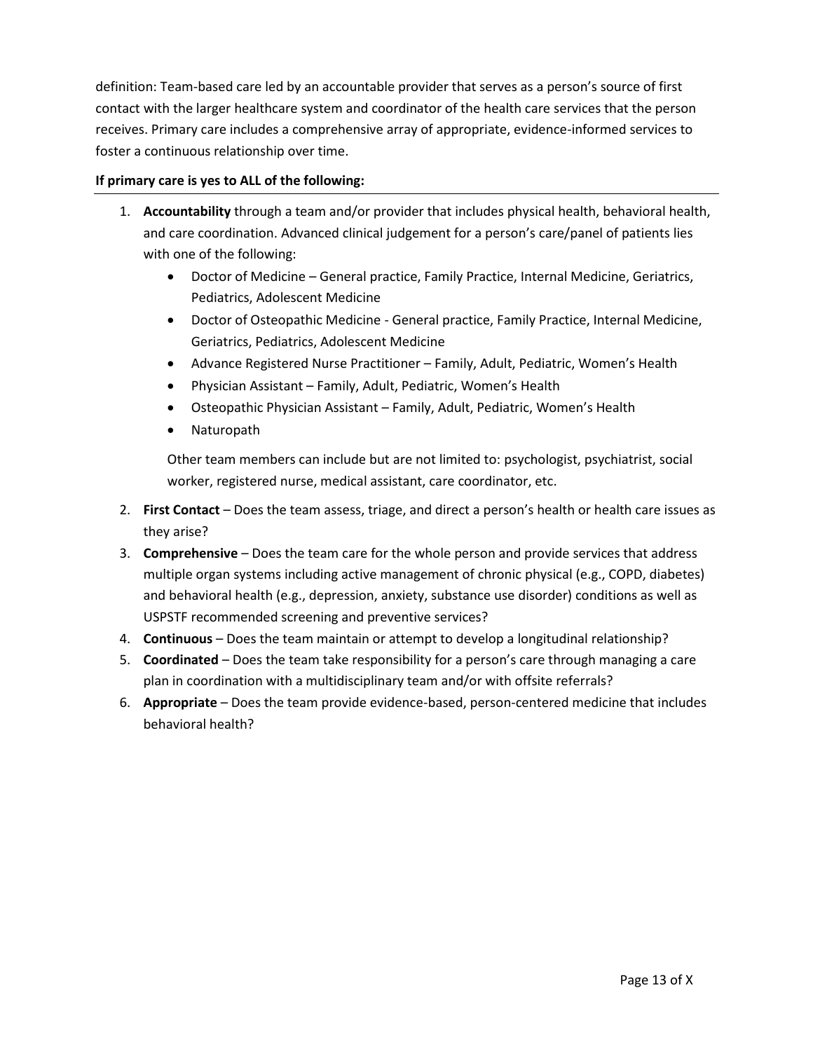definition: Team-based care led by an accountable provider that serves as a person's source of first contact with the larger healthcare system and coordinator of the health care services that the person receives. Primary care includes a comprehensive array of appropriate, evidence-informed services to foster a continuous relationship over time.

**If primary care is yes to ALL of the following:**

1. **Accountability** through a team and/or provider that includes physical health, behavioral health, and care coordination. Advanced clinical judgement for a person's care/panel of patients lies with one of the following:
   - Doctor of Medicine – General practice, Family Practice, Internal Medicine, Geriatrics, Pediatrics, Adolescent Medicine
   - Doctor of Osteopathic Medicine - General practice, Family Practice, Internal Medicine, Geriatrics, Pediatrics, Adolescent Medicine
   - Advance Registered Nurse Practitioner – Family, Adult, Pediatric, Women's Health
   - Physician Assistant – Family, Adult, Pediatric, Women's Health
   - Osteopathic Physician Assistant – Family, Adult, Pediatric, Women's Health
   - Naturopath

   Other team members can include but are not limited to: psychologist, psychiatrist, social worker, registered nurse, medical assistant, care coordinator, etc.
2. **First Contact** – Does the team assess, triage, and direct a person's health or health care issues as they arise?
3. **Comprehensive** – Does the team care for the whole person and provide services that address multiple organ systems including active management of chronic physical (e.g., COPD, diabetes) and behavioral health (e.g., depression, anxiety, substance use disorder) conditions as well as USPSTF recommended screening and preventive services?
4. **Continuous** – Does the team maintain or attempt to develop a longitudinal relationship?
5. **Coordinated** – Does the team take responsibility for a person's care through managing a care plan in coordination with a multidisciplinary team and/or with offsite referrals?
6. **Appropriate** – Does the team provide evidence-based, person-centered medicine that includes behavioral health?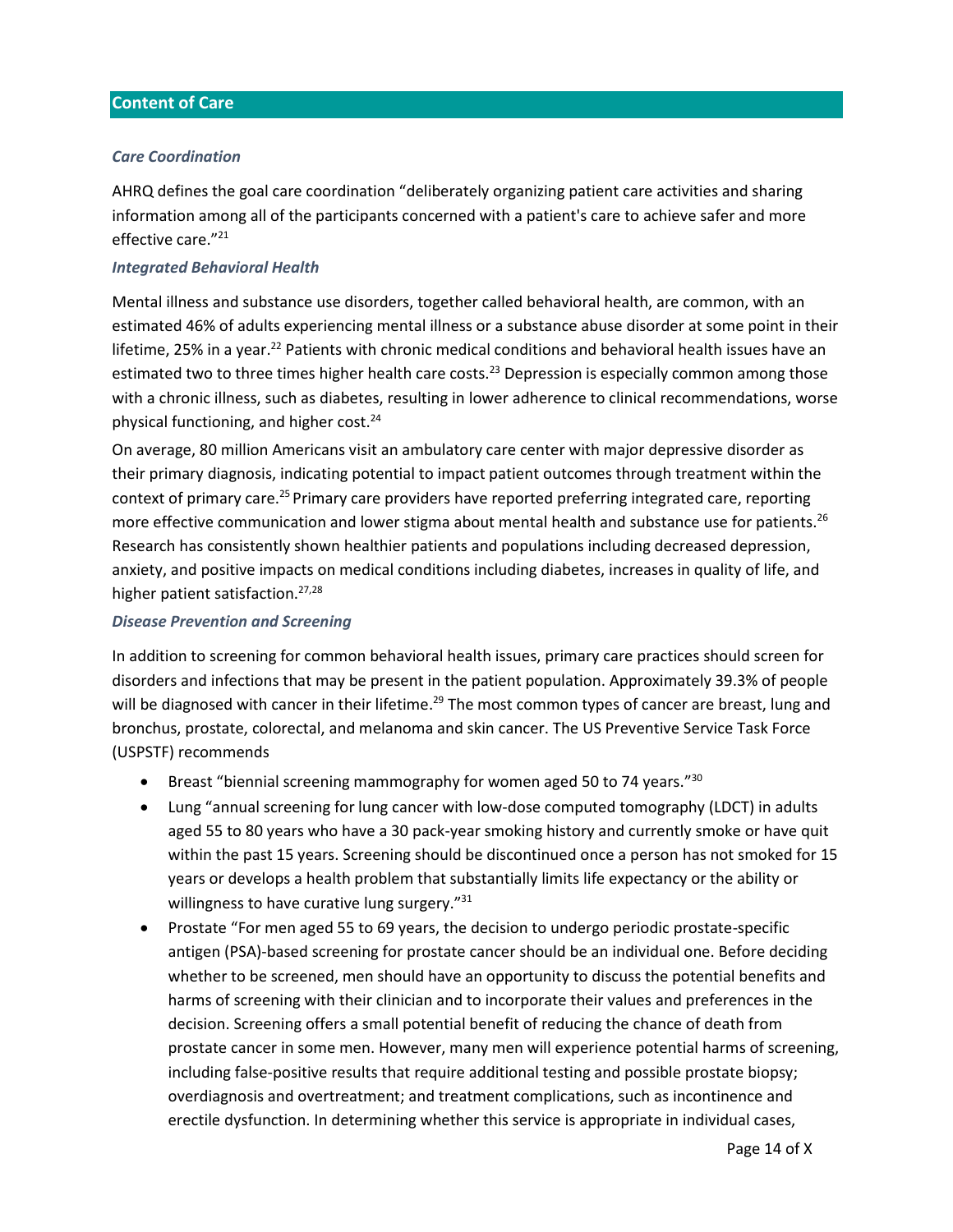## Content of Care

### *Care Coordination*

AHRQ defines the goal care coordination "deliberately organizing patient care activities and sharing information among all of the participants concerned with a patient's care to achieve safer and more effective care."[21]

### *Integrated Behavioral Health*

Mental illness and substance use disorders, together called behavioral health, are common, with an estimated 46% of adults experiencing mental illness or a substance abuse disorder at some point in their lifetime, 25% in a year.[22] Patients with chronic medical conditions and behavioral health issues have an estimated two to three times higher health care costs.[23] Depression is especially common among those with a chronic illness, such as diabetes, resulting in lower adherence to clinical recommendations, worse physical functioning, and higher cost.[24]

On average, 80 million Americans visit an ambulatory care center with major depressive disorder as their primary diagnosis, indicating potential to impact patient outcomes through treatment within the context of primary care.[25] Primary care providers have reported preferring integrated care, reporting more effective communication and lower stigma about mental health and substance use for patients.[26] Research has consistently shown healthier patients and populations including decreased depression, anxiety, and positive impacts on medical conditions including diabetes, increases in quality of life, and higher patient satisfaction.[27,28]

### *Disease Prevention and Screening*

In addition to screening for common behavioral health issues, primary care practices should screen for disorders and infections that may be present in the patient population. Approximately 39.3% of people will be diagnosed with cancer in their lifetime.[29] The most common types of cancer are breast, lung and bronchus, prostate, colorectal, and melanoma and skin cancer. The US Preventive Service Task Force (USPSTF) recommends

- Breast "biennial screening mammography for women aged 50 to 74 years."[30]
- Lung "annual screening for lung cancer with low-dose computed tomography (LDCT) in adults aged 55 to 80 years who have a 30 pack-year smoking history and currently smoke or have quit within the past 15 years. Screening should be discontinued once a person has not smoked for 15 years or develops a health problem that substantially limits life expectancy or the ability or willingness to have curative lung surgery."[31]
- Prostate "For men aged 55 to 69 years, the decision to undergo periodic prostate-specific antigen (PSA)-based screening for prostate cancer should be an individual one. Before deciding whether to be screened, men should have an opportunity to discuss the potential benefits and harms of screening with their clinician and to incorporate their values and preferences in the decision. Screening offers a small potential benefit of reducing the chance of death from prostate cancer in some men. However, many men will experience potential harms of screening, including false-positive results that require additional testing and possible prostate biopsy; overdiagnosis and overtreatment; and treatment complications, such as incontinence and erectile dysfunction. In determining whether this service is appropriate in individual cases,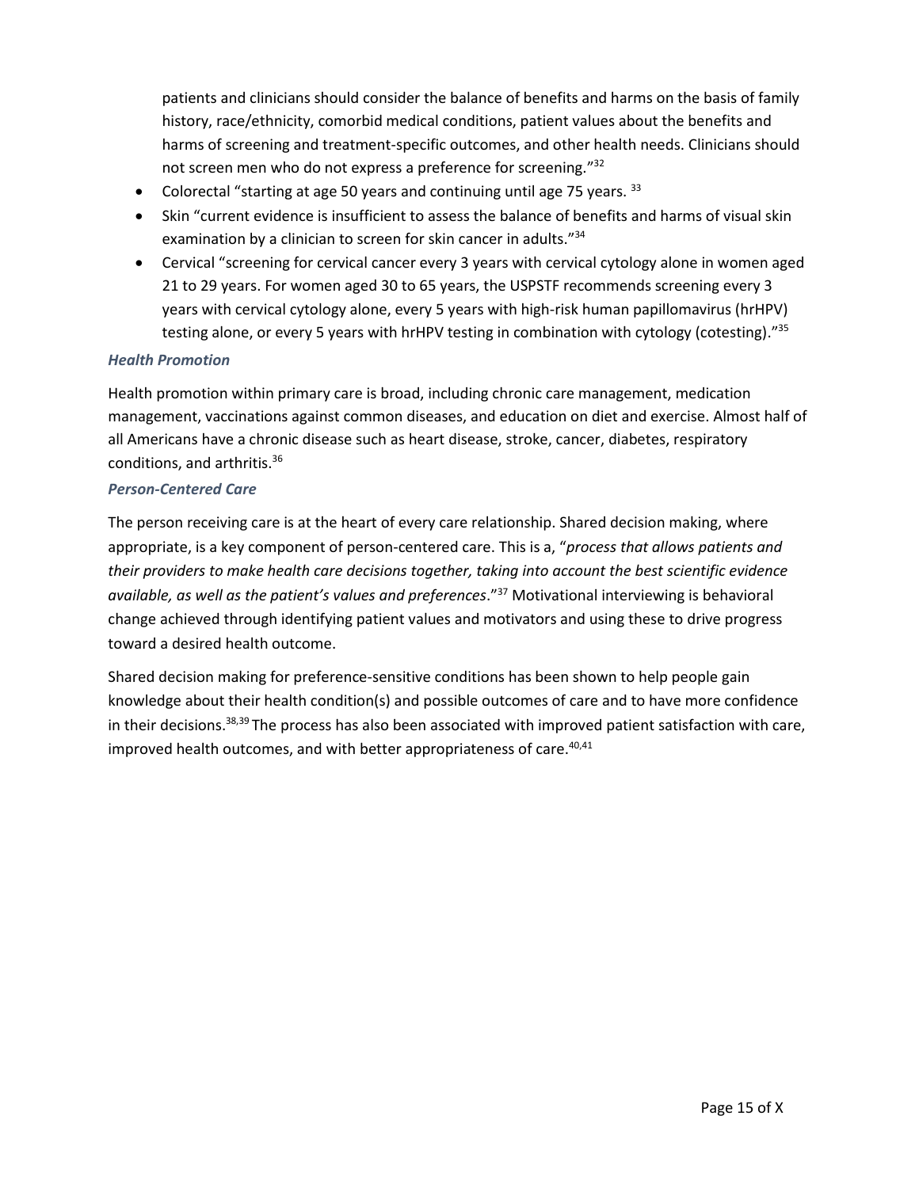patients and clinicians should consider the balance of benefits and harms on the basis of family history, race/ethnicity, comorbid medical conditions, patient values about the benefits and harms of screening and treatment-specific outcomes, and other health needs. Clinicians should not screen men who do not express a preference for screening."[32]

- Colorectal "starting at age 50 years and continuing until age 75 years. [33]
- Skin "current evidence is insufficient to assess the balance of benefits and harms of visual skin examination by a clinician to screen for skin cancer in adults."[34]
- Cervical "screening for cervical cancer every 3 years with cervical cytology alone in women aged 21 to 29 years. For women aged 30 to 65 years, the USPSTF recommends screening every 3 years with cervical cytology alone, every 5 years with high-risk human papillomavirus (hrHPV) testing alone, or every 5 years with hrHPV testing in combination with cytology (cotesting)."[35]

### *Health Promotion*

Health promotion within primary care is broad, including chronic care management, medication management, vaccinations against common diseases, and education on diet and exercise. Almost half of all Americans have a chronic disease such as heart disease, stroke, cancer, diabetes, respiratory conditions, and arthritis.[36]

### *Person-Centered Care*

The person receiving care is at the heart of every care relationship. Shared decision making, where appropriate, is a key component of person-centered care. This is a, "*process that allows patients and their providers to make health care decisions together, taking into account the best scientific evidence available, as well as the patient's values and preferences*."[37] Motivational interviewing is behavioral change achieved through identifying patient values and motivators and using these to drive progress toward a desired health outcome.

Shared decision making for preference-sensitive conditions has been shown to help people gain knowledge about their health condition(s) and possible outcomes of care and to have more confidence in their decisions.[38,39] The process has also been associated with improved patient satisfaction with care, improved health outcomes, and with better appropriateness of care.[40,41]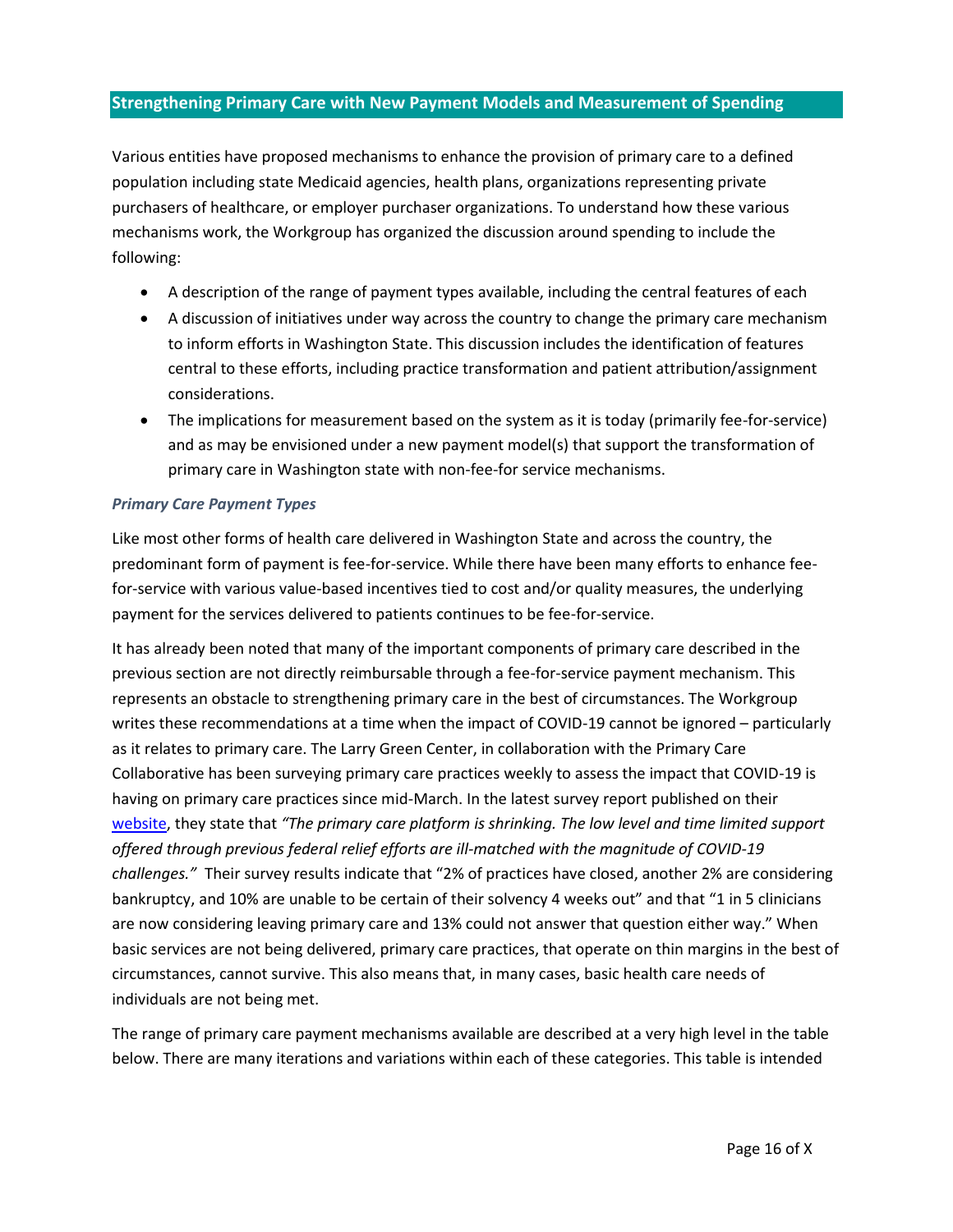## Strengthening Primary Care with New Payment Models and Measurement of Spending

Various entities have proposed mechanisms to enhance the provision of primary care to a defined population including state Medicaid agencies, health plans, organizations representing private purchasers of healthcare, or employer purchaser organizations. To understand how these various mechanisms work, the Workgroup has organized the discussion around spending to include the following:

- A description of the range of payment types available, including the central features of each
- A discussion of initiatives under way across the country to change the primary care mechanism to inform efforts in Washington State. This discussion includes the identification of features central to these efforts, including practice transformation and patient attribution/assignment considerations.
- The implications for measurement based on the system as it is today (primarily fee-for-service) and as may be envisioned under a new payment model(s) that support the transformation of primary care in Washington state with non-fee-for service mechanisms.

### *Primary Care Payment Types*

Like most other forms of health care delivered in Washington State and across the country, the predominant form of payment is fee-for-service. While there have been many efforts to enhance fee-for-service with various value-based incentives tied to cost and/or quality measures, the underlying payment for the services delivered to patients continues to be fee-for-service.

It has already been noted that many of the important components of primary care described in the previous section are not directly reimbursable through a fee-for-service payment mechanism. This represents an obstacle to strengthening primary care in the best of circumstances. The Workgroup writes these recommendations at a time when the impact of COVID-19 cannot be ignored – particularly as it relates to primary care. The Larry Green Center, in collaboration with the Primary Care Collaborative has been surveying primary care practices weekly to assess the impact that COVID-19 is having on primary care practices since mid-March. In the latest survey report published on their website, they state that *"The primary care platform is shrinking. The low level and time limited support offered through previous federal relief efforts are ill-matched with the magnitude of COVID-19 challenges."* Their survey results indicate that "2% of practices have closed, another 2% are considering bankruptcy, and 10% are unable to be certain of their solvency 4 weeks out" and that "1 in 5 clinicians are now considering leaving primary care and 13% could not answer that question either way." When basic services are not being delivered, primary care practices, that operate on thin margins in the best of circumstances, cannot survive. This also means that, in many cases, basic health care needs of individuals are not being met.

The range of primary care payment mechanisms available are described at a very high level in the table below. There are many iterations and variations within each of these categories. This table is intended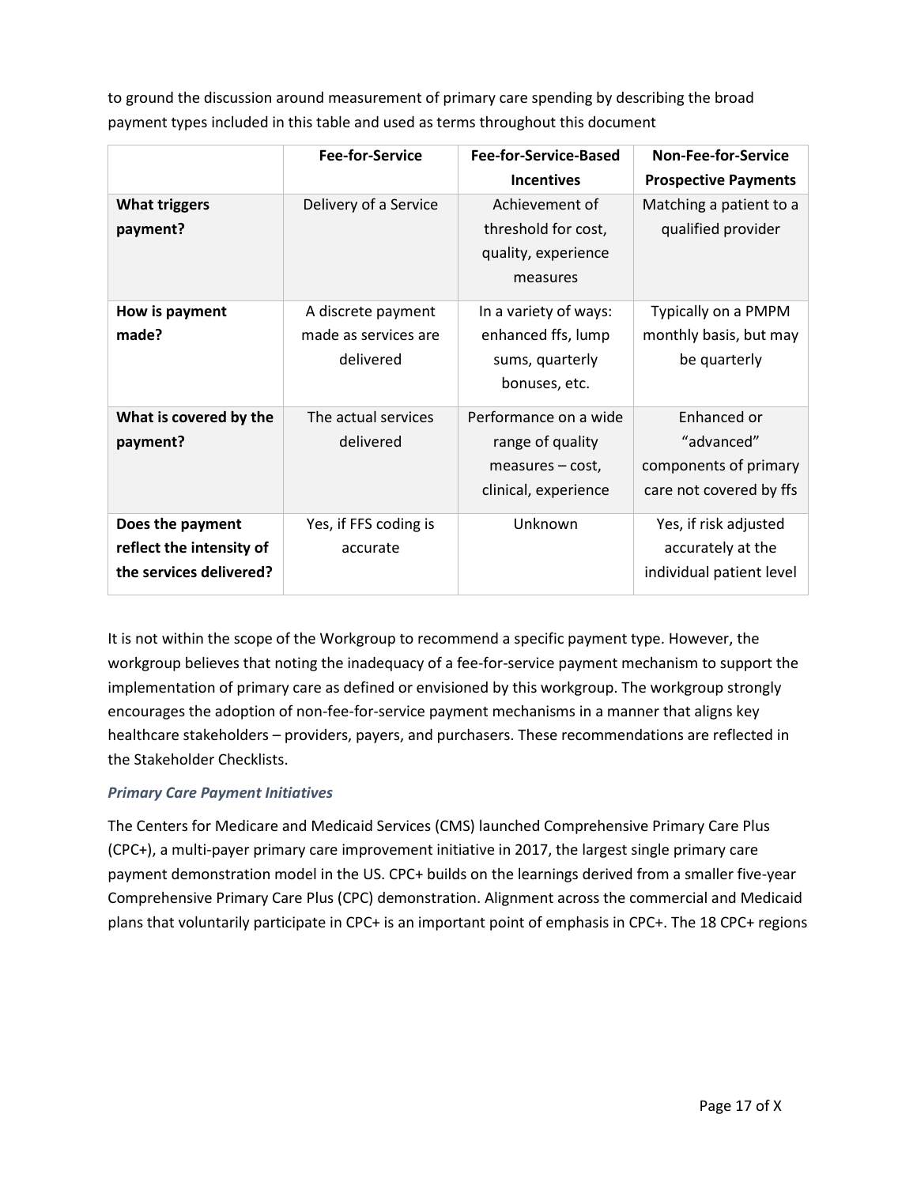to ground the discussion around measurement of primary care spending by describing the broad payment types included in this table and used as terms throughout this document

| | Fee-for-Service | Fee-for-Service-Based Incentives | Non-Fee-for-Service Prospective Payments |
|---|---|---|---|
| **What triggers payment?** | Delivery of a Service | Achievement of threshold for cost, quality, experience measures | Matching a patient to a qualified provider |
| **How is payment made?** | A discrete payment made as services are delivered | In a variety of ways: enhanced ffs, lump sums, quarterly bonuses, etc. | Typically on a PMPM monthly basis, but may be quarterly |
| **What is covered by the payment?** | The actual services delivered | Performance on a wide range of quality measures – cost, clinical, experience | Enhanced or "advanced" components of primary care not covered by ffs |
| **Does the payment reflect the intensity of the services delivered?** | Yes, if FFS coding is accurate | Unknown | Yes, if risk adjusted accurately at the individual patient level |

It is not within the scope of the Workgroup to recommend a specific payment type. However, the workgroup believes that noting the inadequacy of a fee-for-service payment mechanism to support the implementation of primary care as defined or envisioned by this workgroup. The workgroup strongly encourages the adoption of non-fee-for-service payment mechanisms in a manner that aligns key healthcare stakeholders – providers, payers, and purchasers. These recommendations are reflected in the Stakeholder Checklists.

### *Primary Care Payment Initiatives*

The Centers for Medicare and Medicaid Services (CMS) launched Comprehensive Primary Care Plus (CPC+), a multi-payer primary care improvement initiative in 2017, the largest single primary care payment demonstration model in the US. CPC+ builds on the learnings derived from a smaller five-year Comprehensive Primary Care Plus (CPC) demonstration. Alignment across the commercial and Medicaid plans that voluntarily participate in CPC+ is an important point of emphasis in CPC+. The 18 CPC+ regions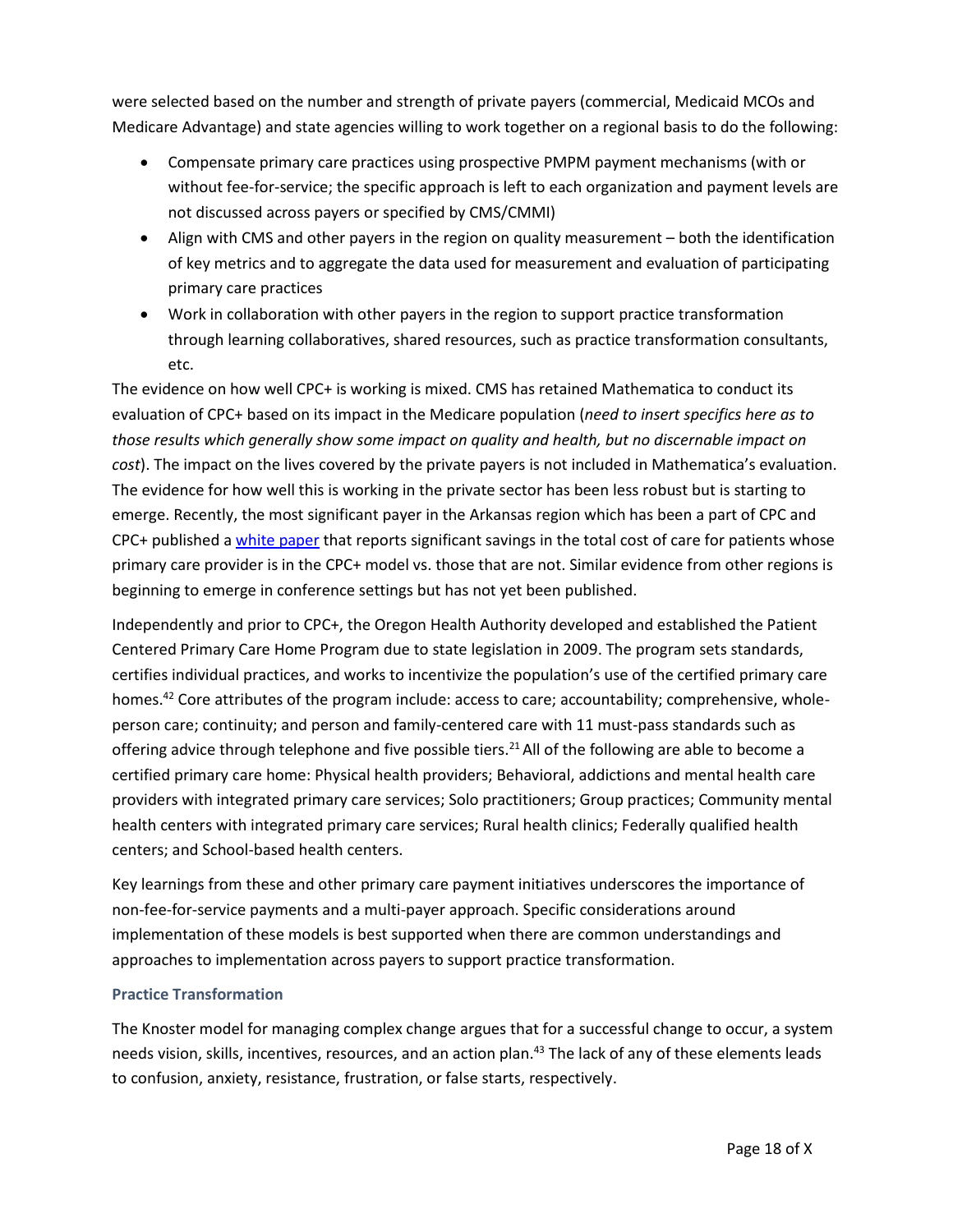were selected based on the number and strength of private payers (commercial, Medicaid MCOs and Medicare Advantage) and state agencies willing to work together on a regional basis to do the following:

- Compensate primary care practices using prospective PMPM payment mechanisms (with or without fee-for-service; the specific approach is left to each organization and payment levels are not discussed across payers or specified by CMS/CMMI)
- Align with CMS and other payers in the region on quality measurement – both the identification of key metrics and to aggregate the data used for measurement and evaluation of participating primary care practices
- Work in collaboration with other payers in the region to support practice transformation through learning collaboratives, shared resources, such as practice transformation consultants, etc.

The evidence on how well CPC+ is working is mixed. CMS has retained Mathematica to conduct its evaluation of CPC+ based on its impact in the Medicare population (*need to insert specifics here as to those results which generally show some impact on quality and health, but no discernable impact on cost*). The impact on the lives covered by the private payers is not included in Mathematica's evaluation. The evidence for how well this is working in the private sector has been less robust but is starting to emerge. Recently, the most significant payer in the Arkansas region which has been a part of CPC and CPC+ published a white paper that reports significant savings in the total cost of care for patients whose primary care provider is in the CPC+ model vs. those that are not. Similar evidence from other regions is beginning to emerge in conference settings but has not yet been published.

Independently and prior to CPC+, the Oregon Health Authority developed and established the Patient Centered Primary Care Home Program due to state legislation in 2009. The program sets standards, certifies individual practices, and works to incentivize the population's use of the certified primary care homes.[42] Core attributes of the program include: access to care; accountability; comprehensive, whole-person care; continuity; and person and family-centered care with 11 must-pass standards such as offering advice through telephone and five possible tiers.[21] All of the following are able to become a certified primary care home: Physical health providers; Behavioral, addictions and mental health care providers with integrated primary care services; Solo practitioners; Group practices; Community mental health centers with integrated primary care services; Rural health clinics; Federally qualified health centers; and School-based health centers.

Key learnings from these and other primary care payment initiatives underscores the importance of non-fee-for-service payments and a multi-payer approach. Specific considerations around implementation of these models is best supported when there are common understandings and approaches to implementation across payers to support practice transformation.

### Practice Transformation

The Knoster model for managing complex change argues that for a successful change to occur, a system needs vision, skills, incentives, resources, and an action plan.[43] The lack of any of these elements leads to confusion, anxiety, resistance, frustration, or false starts, respectively.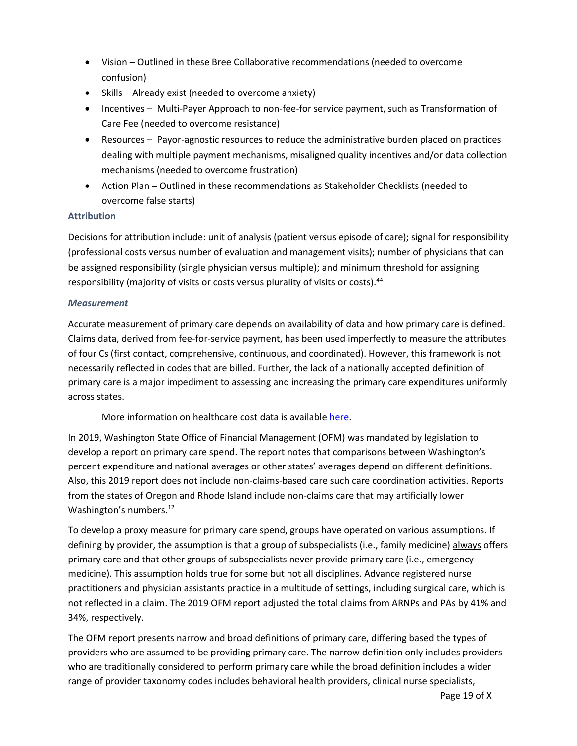- Vision – Outlined in these Bree Collaborative recommendations (needed to overcome confusion)
- Skills – Already exist (needed to overcome anxiety)
- Incentives – Multi-Payer Approach to non-fee-for service payment, such as Transformation of Care Fee (needed to overcome resistance)
- Resources – Payor-agnostic resources to reduce the administrative burden placed on practices dealing with multiple payment mechanisms, misaligned quality incentives and/or data collection mechanisms (needed to overcome frustration)
- Action Plan – Outlined in these recommendations as Stakeholder Checklists (needed to overcome false starts)

### Attribution

Decisions for attribution include: unit of analysis (patient versus episode of care); signal for responsibility (professional costs versus number of evaluation and management visits); number of physicians that can be assigned responsibility (single physician versus multiple); and minimum threshold for assigning responsibility (majority of visits or costs versus plurality of visits or costs).[44]

#### *Measurement*

Accurate measurement of primary care depends on availability of data and how primary care is defined. Claims data, derived from fee-for-service payment, has been used imperfectly to measure the attributes of four Cs (first contact, comprehensive, continuous, and coordinated). However, this framework is not necessarily reflected in codes that are billed. Further, the lack of a nationally accepted definition of primary care is a major impediment to assessing and increasing the primary care expenditures uniformly across states.

More information on healthcare cost data is available here.

In 2019, Washington State Office of Financial Management (OFM) was mandated by legislation to develop a report on primary care spend. The report notes that comparisons between Washington's percent expenditure and national averages or other states' averages depend on different definitions. Also, this 2019 report does not include non-claims-based care such care coordination activities. Reports from the states of Oregon and Rhode Island include non-claims care that may artificially lower Washington's numbers.[12]

To develop a proxy measure for primary care spend, groups have operated on various assumptions. If defining by provider, the assumption is that a group of subspecialists (i.e., family medicine) <u>always</u> offers primary care and that other groups of subspecialists <u>never</u> provide primary care (i.e., emergency medicine). This assumption holds true for some but not all disciplines. Advance registered nurse practitioners and physician assistants practice in a multitude of settings, including surgical care, which is not reflected in a claim. The 2019 OFM report adjusted the total claims from ARNPs and PAs by 41% and 34%, respectively.

The OFM report presents narrow and broad definitions of primary care, differing based the types of providers who are assumed to be providing primary care. The narrow definition only includes providers who are traditionally considered to perform primary care while the broad definition includes a wider range of provider taxonomy codes includes behavioral health providers, clinical nurse specialists,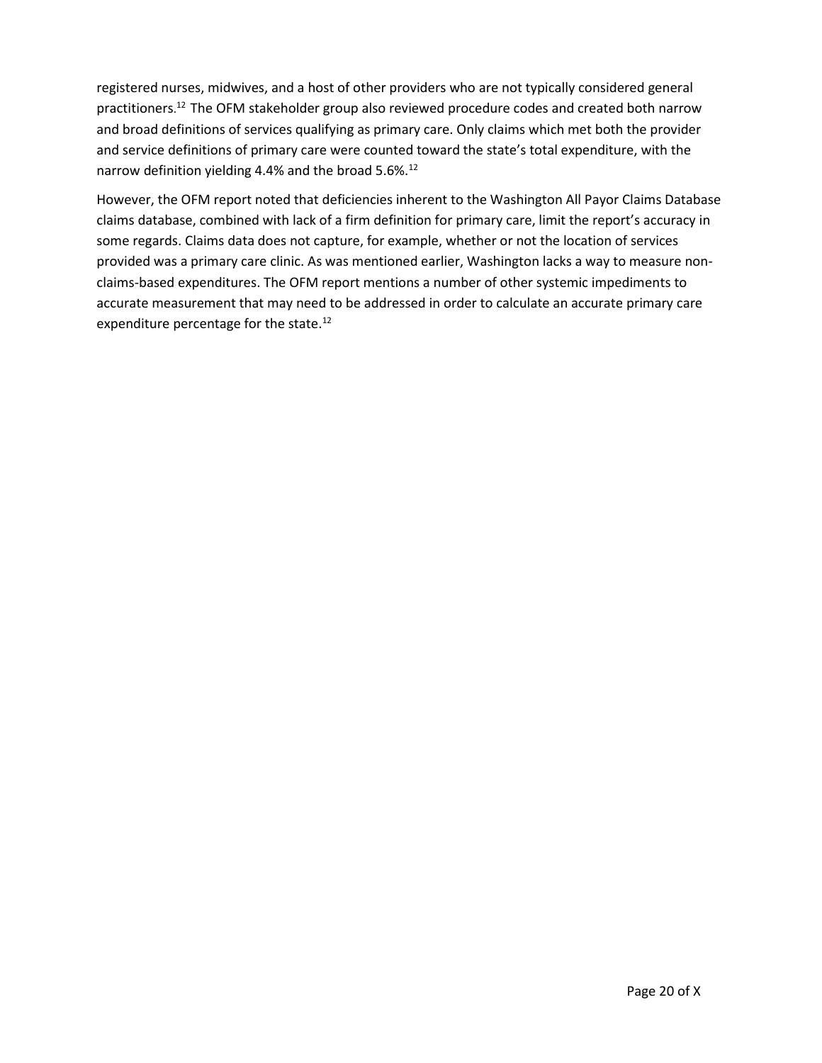registered nurses, midwives, and a host of other providers who are not typically considered general practitioners.[12] The OFM stakeholder group also reviewed procedure codes and created both narrow and broad definitions of services qualifying as primary care. Only claims which met both the provider and service definitions of primary care were counted toward the state's total expenditure, with the narrow definition yielding 4.4% and the broad 5.6%.[12]

However, the OFM report noted that deficiencies inherent to the Washington All Payor Claims Database claims database, combined with lack of a firm definition for primary care, limit the report's accuracy in some regards. Claims data does not capture, for example, whether or not the location of services provided was a primary care clinic. As was mentioned earlier, Washington lacks a way to measure non-claims-based expenditures. The OFM report mentions a number of other systemic impediments to accurate measurement that may need to be addressed in order to calculate an accurate primary care expenditure percentage for the state.[12]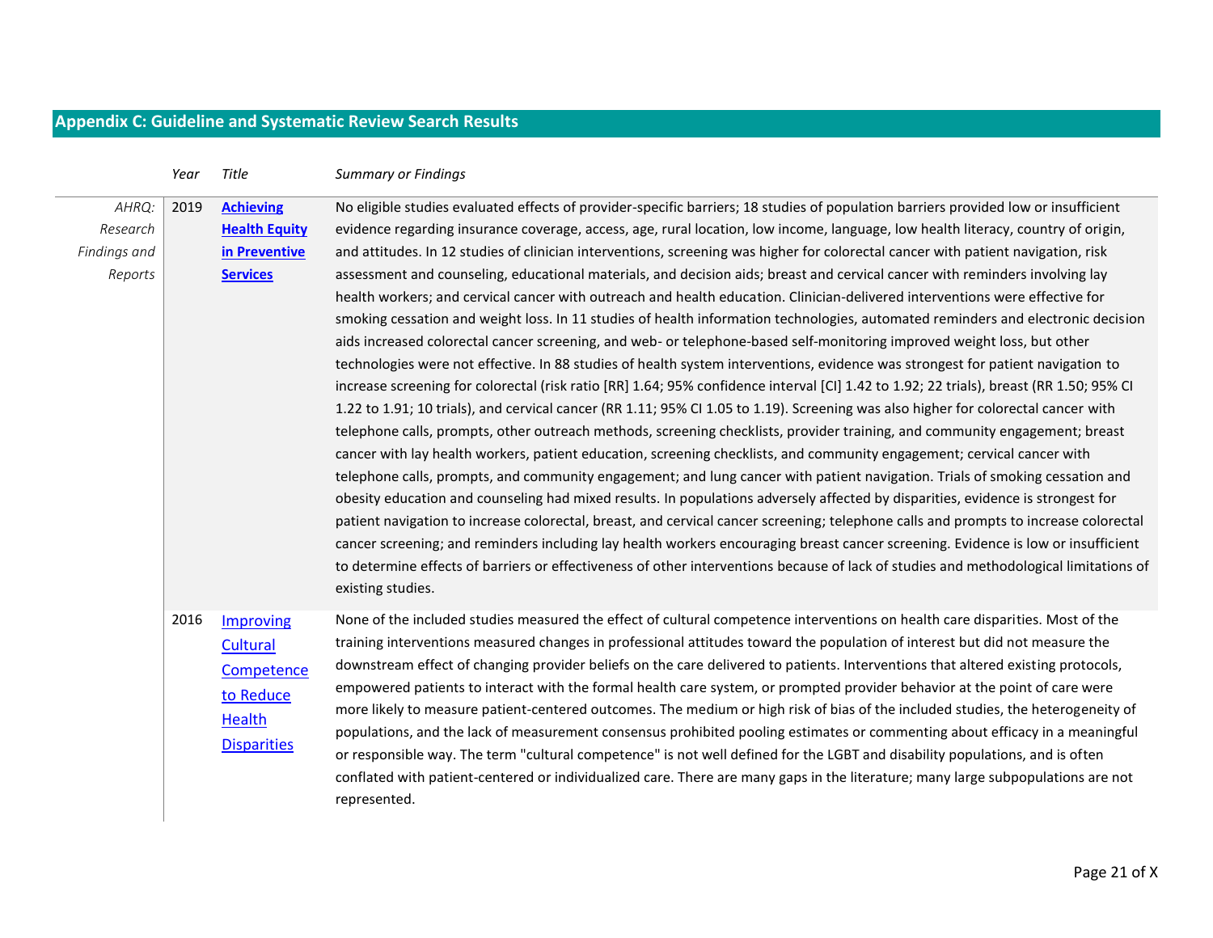## Appendix C: Guideline and Systematic Review Search Results

| | *Year* | *Title* | *Summary or Findings* |
|---|---|---|---|
| *AHRQ: Research Findings and Reports* | 2019 | **Achieving Health Equity in Preventive Services** | No eligible studies evaluated effects of provider-specific barriers; 18 studies of population barriers provided low or insufficient evidence regarding insurance coverage, access, age, rural location, low income, language, low health literacy, country of origin, and attitudes. In 12 studies of clinician interventions, screening was higher for colorectal cancer with patient navigation, risk assessment and counseling, educational materials, and decision aids; breast and cervical cancer with reminders involving lay health workers; and cervical cancer with outreach and health education. Clinician-delivered interventions were effective for smoking cessation and weight loss. In 11 studies of health information technologies, automated reminders and electronic decision aids increased colorectal cancer screening, and web- or telephone-based self-monitoring improved weight loss, but other technologies were not effective. In 88 studies of health system interventions, evidence was strongest for patient navigation to increase screening for colorectal (risk ratio [RR] 1.64; 95% confidence interval [CI] 1.42 to 1.92; 22 trials), breast (RR 1.50; 95% CI 1.22 to 1.91; 10 trials), and cervical cancer (RR 1.11; 95% CI 1.05 to 1.19). Screening was also higher for colorectal cancer with telephone calls, prompts, other outreach methods, screening checklists, provider training, and community engagement; breast cancer with lay health workers, patient education, screening checklists, and community engagement; cervical cancer with telephone calls, prompts, and community engagement; and lung cancer with patient navigation. Trials of smoking cessation and obesity education and counseling had mixed results. In populations adversely affected by disparities, evidence is strongest for patient navigation to increase colorectal, breast, and cervical cancer screening; telephone calls and prompts to increase colorectal cancer screening; and reminders including lay health workers encouraging breast cancer screening. Evidence is low or insufficient to determine effects of barriers or effectiveness of other interventions because of lack of studies and methodological limitations of existing studies. |
| | 2016 | Improving Cultural Competence to Reduce Health Disparities | None of the included studies measured the effect of cultural competence interventions on health care disparities. Most of the training interventions measured changes in professional attitudes toward the population of interest but did not measure the downstream effect of changing provider beliefs on the care delivered to patients. Interventions that altered existing protocols, empowered patients to interact with the formal health care system, or prompted provider behavior at the point of care were more likely to measure patient-centered outcomes. The medium or high risk of bias of the included studies, the heterogeneity of populations, and the lack of measurement consensus prohibited pooling estimates or commenting about efficacy in a meaningful or responsible way. The term "cultural competence" is not well defined for the LGBT and disability populations, and is often conflated with patient-centered or individualized care. There are many gaps in the literature; many large subpopulations are not represented. |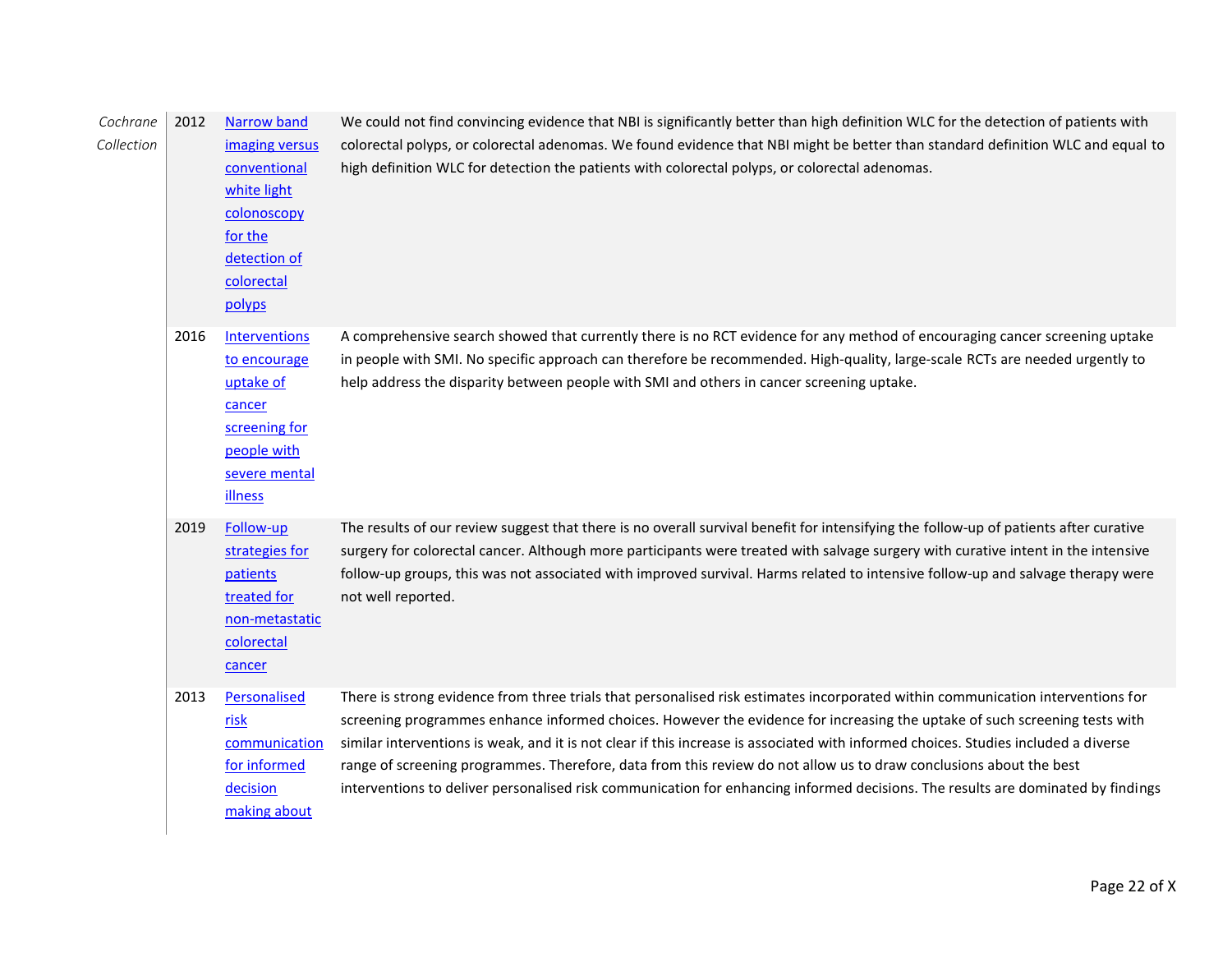| | | | |
|---|---|---|---|
| *Cochrane Collection* | 2012 | Narrow band imaging versus conventional white light colonoscopy for the detection of colorectal polyps | We could not find convincing evidence that NBI is significantly better than high definition WLC for the detection of patients with colorectal polyps, or colorectal adenomas. We found evidence that NBI might be better than standard definition WLC and equal to high definition WLC for detection the patients with colorectal polyps, or colorectal adenomas. |
| | 2016 | Interventions to encourage uptake of cancer screening for people with severe mental illness | A comprehensive search showed that currently there is no RCT evidence for any method of encouraging cancer screening uptake in people with SMI. No specific approach can therefore be recommended. High-quality, large-scale RCTs are needed urgently to help address the disparity between people with SMI and others in cancer screening uptake. |
| | 2019 | Follow-up strategies for patients treated for non-metastatic colorectal cancer | The results of our review suggest that there is no overall survival benefit for intensifying the follow-up of patients after curative surgery for colorectal cancer. Although more participants were treated with salvage surgery with curative intent in the intensive follow-up groups, this was not associated with improved survival. Harms related to intensive follow-up and salvage therapy were not well reported. |
| | 2013 | Personalised risk communication for informed decision making about | There is strong evidence from three trials that personalised risk estimates incorporated within communication interventions for screening programmes enhance informed choices. However the evidence for increasing the uptake of such screening tests with similar interventions is weak, and it is not clear if this increase is associated with informed choices. Studies included a diverse range of screening programmes. Therefore, data from this review do not allow us to draw conclusions about the best interventions to deliver personalised risk communication for enhancing informed decisions. The results are dominated by findings |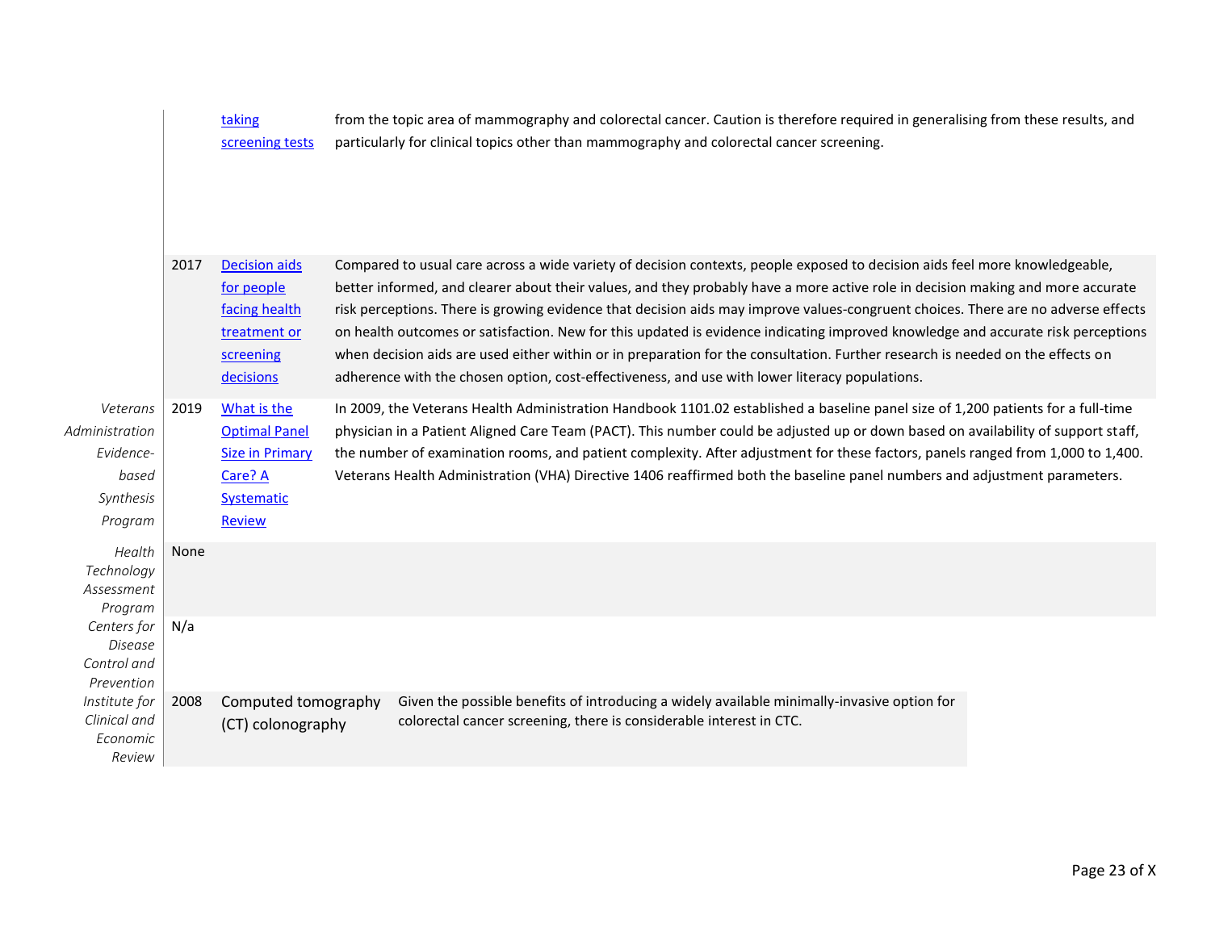| | | | |
|---|---|---|---|
| | | [taking screening tests]() | from the topic area of mammography and colorectal cancer. Caution is therefore required in generalising from these results, and particularly for clinical topics other than mammography and colorectal cancer screening. |
| | 2017 | [Decision aids for people facing health treatment or screening decisions]() | Compared to usual care across a wide variety of decision contexts, people exposed to decision aids feel more knowledgeable, better informed, and clearer about their values, and they probably have a more active role in decision making and more accurate risk perceptions. There is growing evidence that decision aids may improve values-congruent choices. There are no adverse effects on health outcomes or satisfaction. New for this updated is evidence indicating improved knowledge and accurate risk perceptions when decision aids are used either within or in preparation for the consultation. Further research is needed on the effects on adherence with the chosen option, cost-effectiveness, and use with lower literacy populations. |
| *Veterans Administration Evidence-based Synthesis Program* | 2019 | [What is the Optimal Panel Size in Primary Care? A Systematic Review]() | In 2009, the Veterans Health Administration Handbook 1101.02 established a baseline panel size of 1,200 patients for a full-time physician in a Patient Aligned Care Team (PACT). This number could be adjusted up or down based on availability of support staff, the number of examination rooms, and patient complexity. After adjustment for these factors, panels ranged from 1,000 to 1,400. Veterans Health Administration (VHA) Directive 1406 reaffirmed both the baseline panel numbers and adjustment parameters. |
| *Health Technology Assessment Program* | None | | |
| *Centers for Disease Control and Prevention* | N/a | | |
| *Institute for Clinical and Economic Review* | 2008 | Computed tomography (CT) colonography | Given the possible benefits of introducing a widely available minimally-invasive option for colorectal cancer screening, there is considerable interest in CTC. |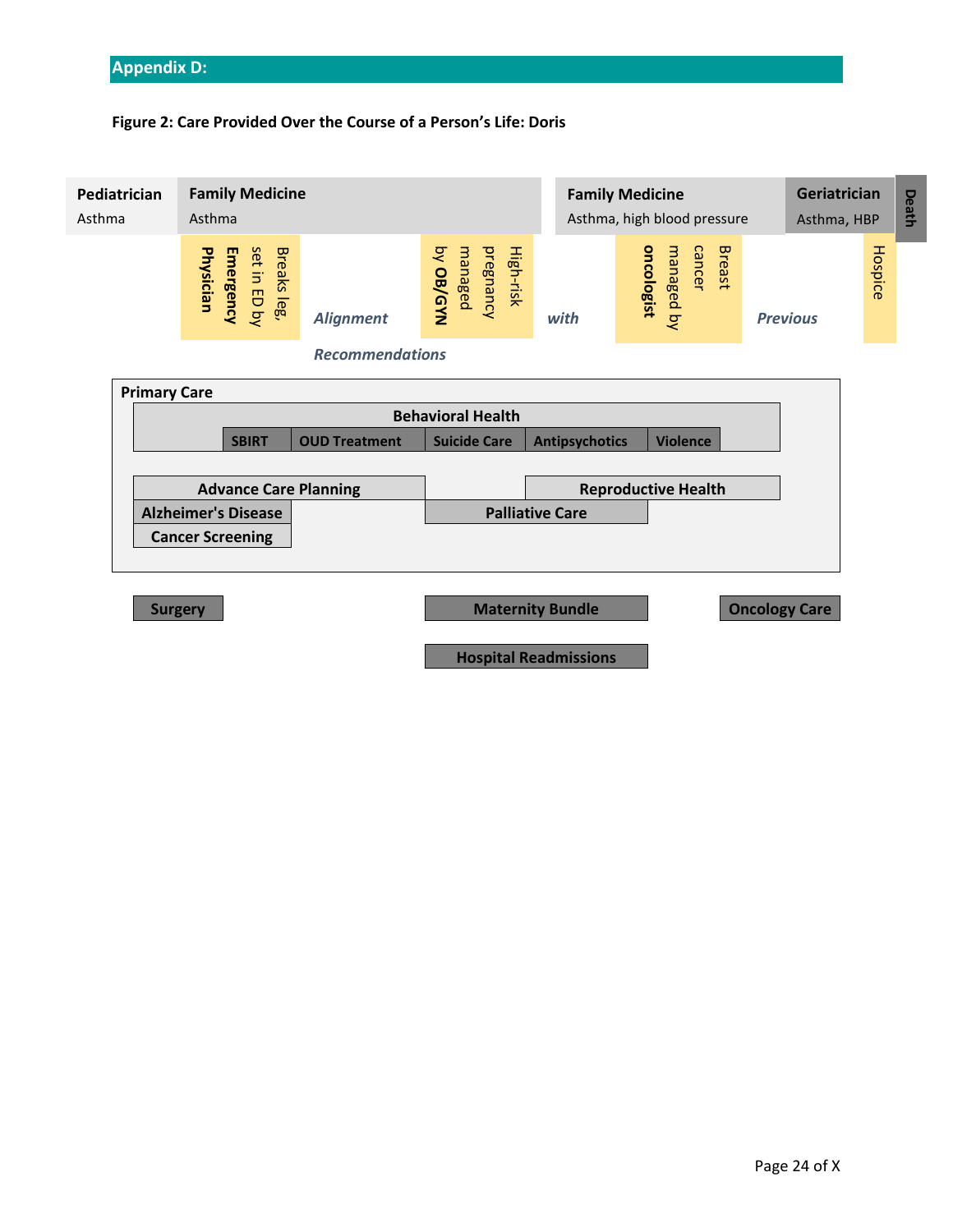## Appendix D:

**Figure 2: Care Provided Over the Course of a Person's Life: Doris**

**Pediatrician**
Asthma

**Family Medicine**
Asthma

Breaks leg, set in ED by **Emergency Physician**

High-risk pregnancy managed by **OB/GYN**

**Family Medicine**
Asthma, high blood pressure

Breast cancer managed by **oncologist**

**Geriatrician**
Asthma, HBP

Hospice

**Death**

*Alignment with Previous Recommendations*

**Primary Care**

**Behavioral Health**

**SBIRT** | **OUD Treatment** | **Suicide Care** | **Antipsychotics** | **Violence**

**Advance Care Planning**

**Reproductive Health**

**Alzheimer's Disease**

**Palliative Care**

**Cancer Screening**

**Surgery**

**Maternity Bundle**

**Oncology Care**

**Hospital Readmissions**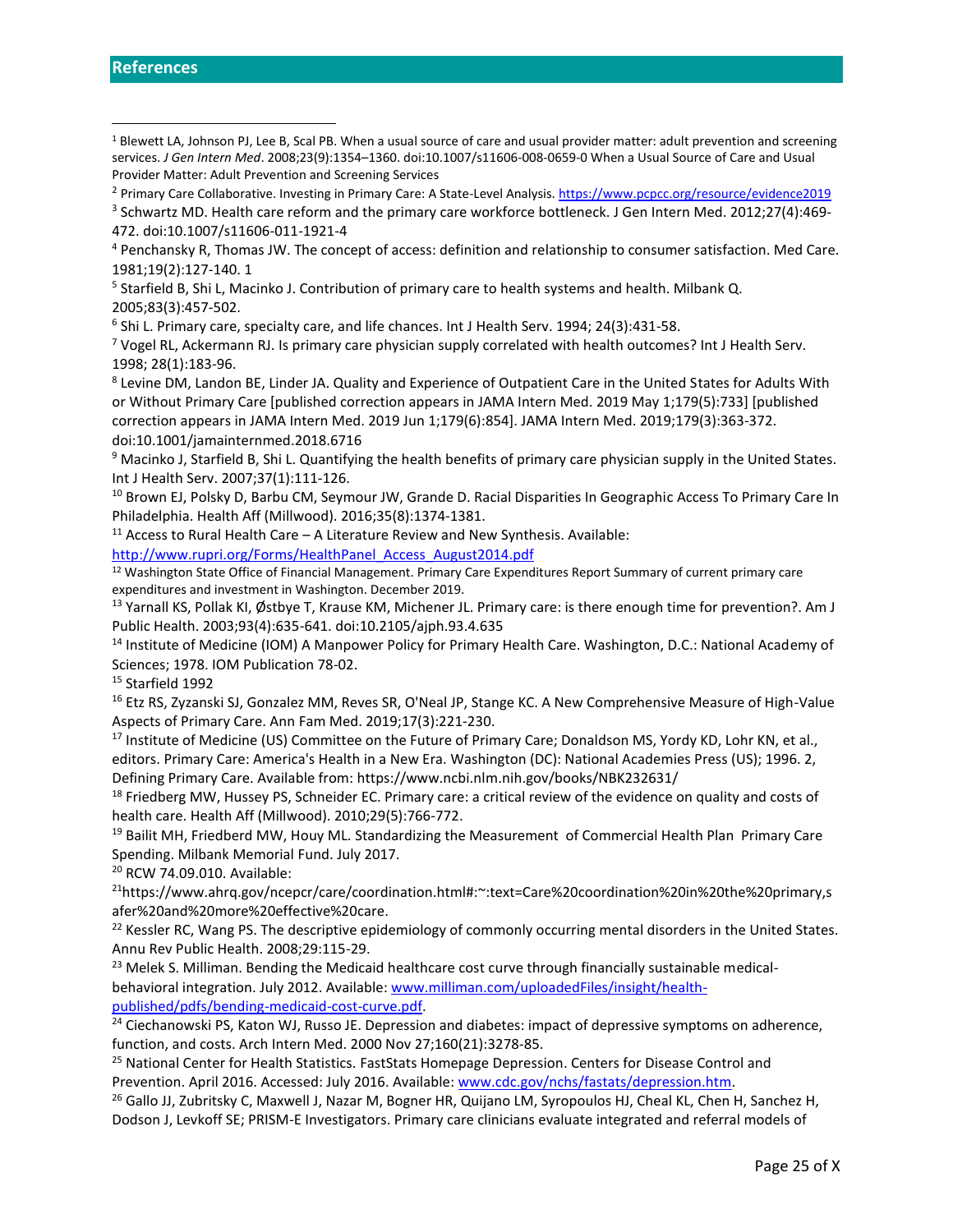## References

[1] Blewett LA, Johnson PJ, Lee B, Scal PB. When a usual source of care and usual provider matter: adult prevention and screening services. *J Gen Intern Med*. 2008;23(9):1354–1360. doi:10.1007/s11606-008-0659-0 When a Usual Source of Care and Usual Provider Matter: Adult Prevention and Screening Services

[2] Primary Care Collaborative. Investing in Primary Care: A State-Level Analysis. https://www.pcpcc.org/resource/evidence2019

[3] Schwartz MD. Health care reform and the primary care workforce bottleneck. J Gen Intern Med. 2012;27(4):469-472. doi:10.1007/s11606-011-1921-4

[4] Penchansky R, Thomas JW. The concept of access: definition and relationship to consumer satisfaction. Med Care. 1981;19(2):127-140. 1

[5] Starfield B, Shi L, Macinko J. Contribution of primary care to health systems and health. Milbank Q. 2005;83(3):457-502.

[6] Shi L. Primary care, specialty care, and life chances. Int J Health Serv. 1994; 24(3):431-58.

[7] Vogel RL, Ackermann RJ. Is primary care physician supply correlated with health outcomes? Int J Health Serv. 1998; 28(1):183-96.

[8] Levine DM, Landon BE, Linder JA. Quality and Experience of Outpatient Care in the United States for Adults With or Without Primary Care [published correction appears in JAMA Intern Med. 2019 May 1;179(5):733] [published correction appears in JAMA Intern Med. 2019 Jun 1;179(6):854]. JAMA Intern Med. 2019;179(3):363-372. doi:10.1001/jamainternmed.2018.6716

[9] Macinko J, Starfield B, Shi L. Quantifying the health benefits of primary care physician supply in the United States. Int J Health Serv. 2007;37(1):111-126.

[10] Brown EJ, Polsky D, Barbu CM, Seymour JW, Grande D. Racial Disparities In Geographic Access To Primary Care In Philadelphia. Health Aff (Millwood). 2016;35(8):1374-1381.

[11] Access to Rural Health Care – A Literature Review and New Synthesis. Available: http://www.rupri.org/Forms/HealthPanel_Access_August2014.pdf

[12] Washington State Office of Financial Management. Primary Care Expenditures Report Summary of current primary care expenditures and investment in Washington. December 2019.

[13] Yarnall KS, Pollak KI, Østbye T, Krause KM, Michener JL. Primary care: is there enough time for prevention?. Am J Public Health. 2003;93(4):635-641. doi:10.2105/ajph.93.4.635

[14] Institute of Medicine (IOM) A Manpower Policy for Primary Health Care. Washington, D.C.: National Academy of Sciences; 1978. IOM Publication 78-02.

[15] Starfield 1992

[16] Etz RS, Zyzanski SJ, Gonzalez MM, Reves SR, O'Neal JP, Stange KC. A New Comprehensive Measure of High-Value Aspects of Primary Care. Ann Fam Med. 2019;17(3):221-230.

[17] Institute of Medicine (US) Committee on the Future of Primary Care; Donaldson MS, Yordy KD, Lohr KN, et al., editors. Primary Care: America's Health in a New Era. Washington (DC): National Academies Press (US); 1996. 2, Defining Primary Care. Available from: https://www.ncbi.nlm.nih.gov/books/NBK232631/

[18] Friedberg MW, Hussey PS, Schneider EC. Primary care: a critical review of the evidence on quality and costs of health care. Health Aff (Millwood). 2010;29(5):766-772.

[19] Bailit MH, Friedberg MW, Houy ML. Standardizing the Measurement of Commercial Health Plan Primary Care Spending. Milbank Memorial Fund. July 2017.

[20] RCW 74.09.010. Available:

[21] https://www.ahrq.gov/ncepcr/care/coordination.html#:~:text=Care%20coordination%20in%20the%20primary,safer%20and%20more%20effective%20care.

[22] Kessler RC, Wang PS. The descriptive epidemiology of commonly occurring mental disorders in the United States. Annu Rev Public Health. 2008;29:115-29.

[23] Melek S. Milliman. Bending the Medicaid healthcare cost curve through financially sustainable medical-behavioral integration. July 2012. Available: www.milliman.com/uploadedFiles/insight/health-published/pdfs/bending-medicaid-cost-curve.pdf.

[24] Ciechanowski PS, Katon WJ, Russo JE. Depression and diabetes: impact of depressive symptoms on adherence, function, and costs. Arch Intern Med. 2000 Nov 27;160(21):3278-85.

[25] National Center for Health Statistics. FastStats Homepage Depression. Centers for Disease Control and Prevention. April 2016. Accessed: July 2016. Available: www.cdc.gov/nchs/fastats/depression.htm.

[26] Gallo JJ, Zubritsky C, Maxwell J, Nazar M, Bogner HR, Quijano LM, Syropoulos HJ, Cheal KL, Chen H, Sanchez H, Dodson J, Levkoff SE; PRISM-E Investigators. Primary care clinicians evaluate integrated and referral models of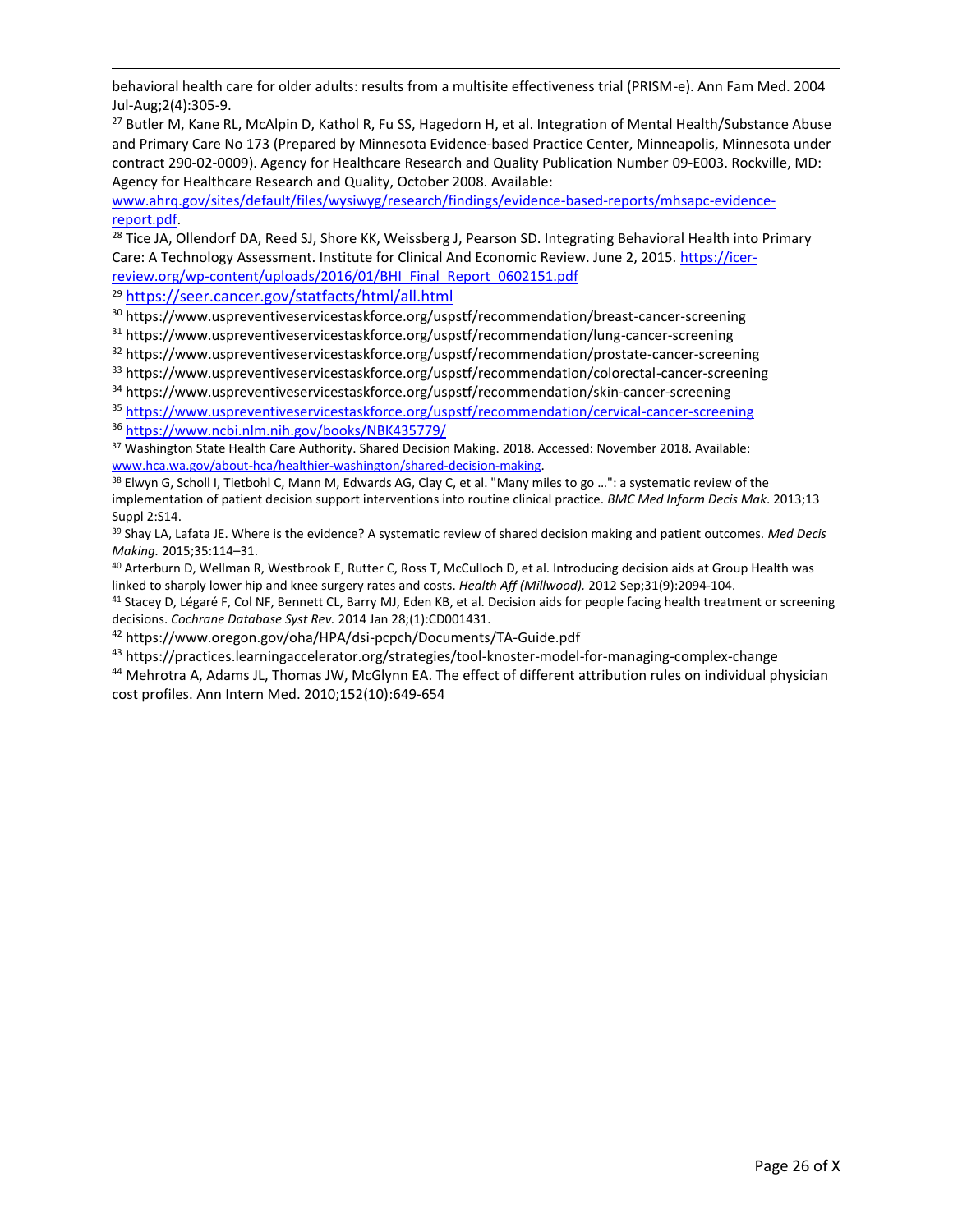behavioral health care for older adults: results from a multisite effectiveness trial (PRISM-e). Ann Fam Med. 2004 Jul-Aug;2(4):305-9.

[27] Butler M, Kane RL, McAlpin D, Kathol R, Fu SS, Hagedorn H, et al. Integration of Mental Health/Substance Abuse and Primary Care No 173 (Prepared by Minnesota Evidence-based Practice Center, Minneapolis, Minnesota under contract 290-02-0009). Agency for Healthcare Research and Quality Publication Number 09-E003. Rockville, MD: Agency for Healthcare Research and Quality, October 2008. Available: www.ahrq.gov/sites/default/files/wysiwyg/research/findings/evidence-based-reports/mhsapc-evidence-report.pdf.

[28] Tice JA, Ollendorf DA, Reed SJ, Shore KK, Weissberg J, Pearson SD. Integrating Behavioral Health into Primary Care: A Technology Assessment. Institute for Clinical And Economic Review. June 2, 2015. https://icer-review.org/wp-content/uploads/2016/01/BHI_Final_Report_0602151.pdf

[29] https://seer.cancer.gov/statfacts/html/all.html

[30] https://www.uspreventiveservicestaskforce.org/uspstf/recommendation/breast-cancer-screening

[31] https://www.uspreventiveservicestaskforce.org/uspstf/recommendation/lung-cancer-screening

[32] https://www.uspreventiveservicestaskforce.org/uspstf/recommendation/prostate-cancer-screening

[33] https://www.uspreventiveservicestaskforce.org/uspstf/recommendation/colorectal-cancer-screening

[34] https://www.uspreventiveservicestaskforce.org/uspstf/recommendation/skin-cancer-screening

[35] https://www.uspreventiveservicestaskforce.org/uspstf/recommendation/cervical-cancer-screening

[36] https://www.ncbi.nlm.nih.gov/books/NBK435779/

[37] Washington State Health Care Authority. Shared Decision Making. 2018. Accessed: November 2018. Available: www.hca.wa.gov/about-hca/healthier-washington/shared-decision-making.

[38] Elwyn G, Scholl I, Tietbohl C, Mann M, Edwards AG, Clay C, et al. "Many miles to go …": a systematic review of the implementation of patient decision support interventions into routine clinical practice. *BMC Med Inform Decis Mak*. 2013;13 Suppl 2:S14.

[39] Shay LA, Lafata JE. Where is the evidence? A systematic review of shared decision making and patient outcomes. *Med Decis Making.* 2015;35:114–31.

[40] Arterburn D, Wellman R, Westbrook E, Rutter C, Ross T, McCulloch D, et al. Introducing decision aids at Group Health was linked to sharply lower hip and knee surgery rates and costs. *Health Aff (Millwood).* 2012 Sep;31(9):2094-104.

[41] Stacey D, Légaré F, Col NF, Bennett CL, Barry MJ, Eden KB, et al. Decision aids for people facing health treatment or screening decisions. *Cochrane Database Syst Rev.* 2014 Jan 28;(1):CD001431.

[42] https://www.oregon.gov/oha/HPA/dsi-pcpch/Documents/TA-Guide.pdf

[43] https://practices.learningaccelerator.org/strategies/tool-knoster-model-for-managing-complex-change

[44] Mehrotra A, Adams JL, Thomas JW, McGlynn EA. The effect of different attribution rules on individual physician cost profiles. Ann Intern Med. 2010;152(10):649-654